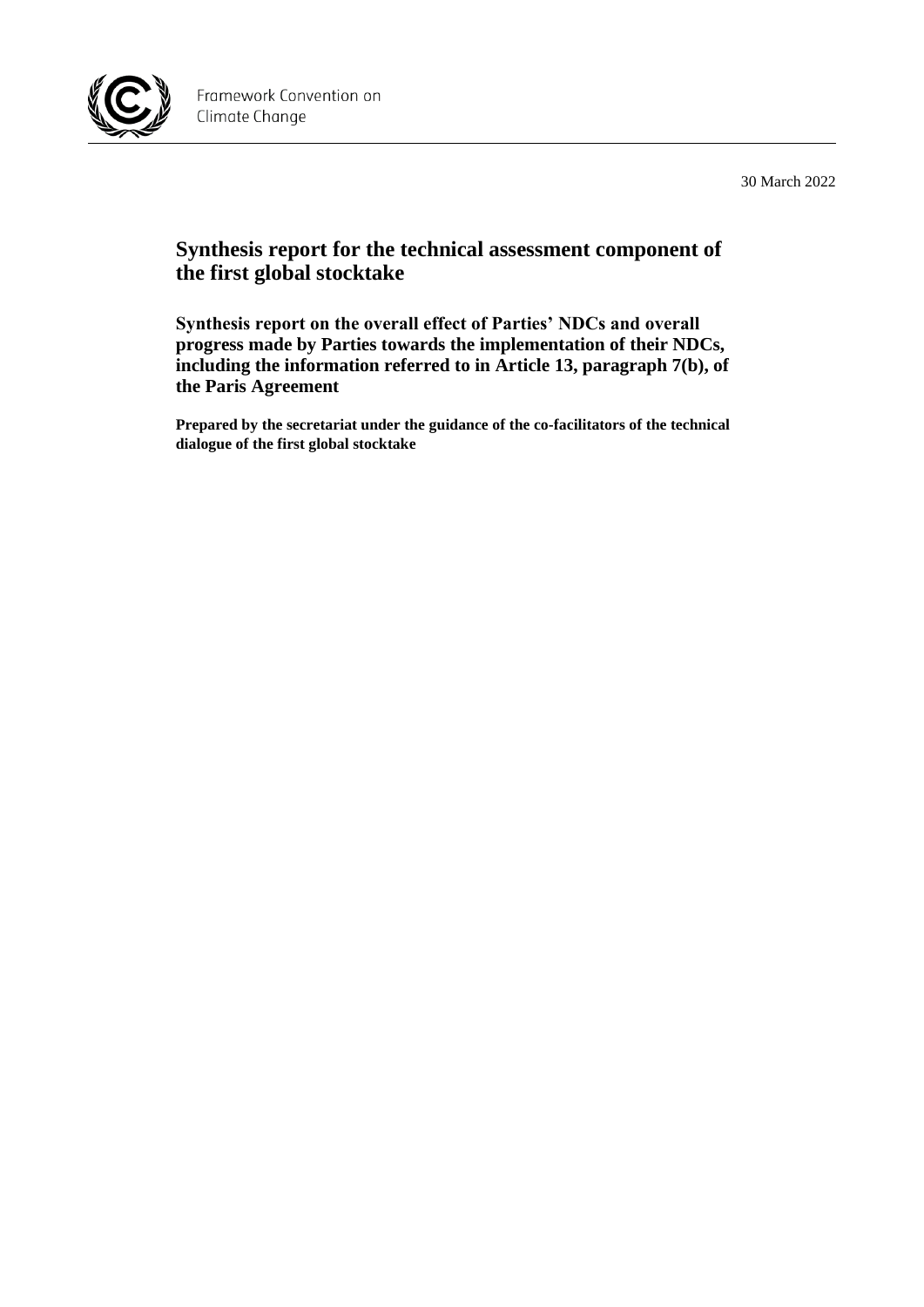Framework Convention on Climate Change

30 March 2022

# Synthesis report for the technical assessment component of the first global stocktake

## Synthesis report on the overall effect of Parties' NDCs and overall progress made by Parties towards the implementation of their NDCs, including the information referred to in Article 13, paragraph 7(b), of the Paris Agreement

**Prepared by the secretariat under the guidance of the co-facilitators of the technical dialogue of the first global stocktake**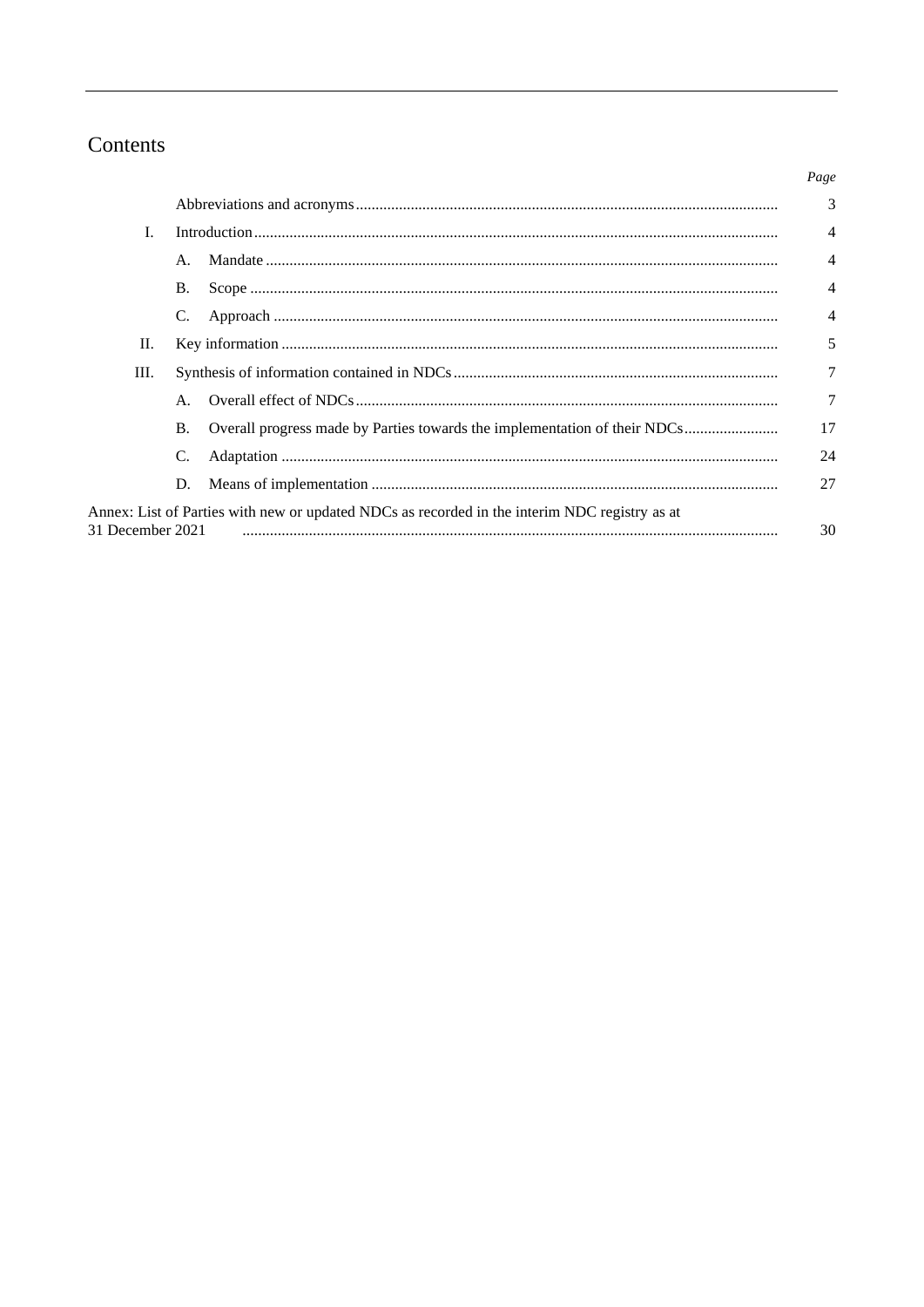# Contents

| | | Page |
|---|---|---|
| | Abbreviations and acronyms | 3 |
| I. | Introduction | 4 |
| | A. Mandate | 4 |
| | B. Scope | 4 |
| | C. Approach | 4 |
| II. | Key information | 5 |
| III. | Synthesis of information contained in NDCs | 7 |
| | A. Overall effect of NDCs | 7 |
| | B. Overall progress made by Parties towards the implementation of their NDCs | 17 |
| | C. Adaptation | 24 |
| | D. Means of implementation | 27 |
| Annex: List of Parties with new or updated NDCs as recorded in the interim NDC registry as at 31 December 2021 | | 30 |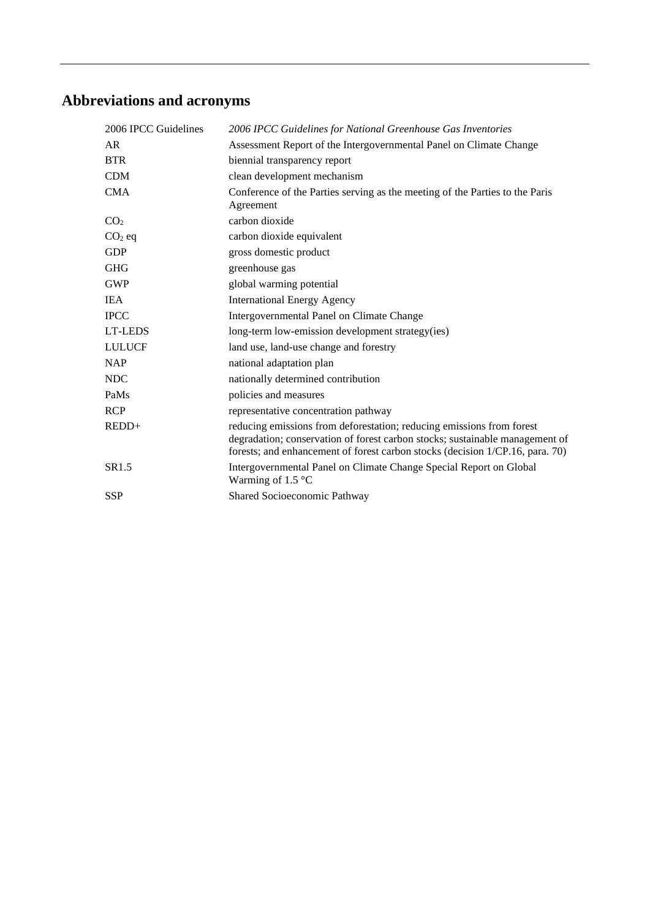## Abbreviations and acronyms

| | |
|---|---|
| 2006 IPCC Guidelines | *2006 IPCC Guidelines for National Greenhouse Gas Inventories* |
| AR | Assessment Report of the Intergovernmental Panel on Climate Change |
| BTR | biennial transparency report |
| CDM | clean development mechanism |
| CMA | Conference of the Parties serving as the meeting of the Parties to the Paris Agreement |
| $CO_2$ | carbon dioxide |
| $CO_2$ eq | carbon dioxide equivalent |
| GDP | gross domestic product |
| GHG | greenhouse gas |
| GWP | global warming potential |
| IEA | International Energy Agency |
| IPCC | Intergovernmental Panel on Climate Change |
| LT-LEDS | long-term low-emission development strategy(ies) |
| LULUCF | land use, land-use change and forestry |
| NAP | national adaptation plan |
| NDC | nationally determined contribution |
| PaMs | policies and measures |
| RCP | representative concentration pathway |
| REDD+ | reducing emissions from deforestation; reducing emissions from forest degradation; conservation of forest carbon stocks; sustainable management of forests; and enhancement of forest carbon stocks (decision 1/CP.16, para. 70) |
| SR1.5 | Intergovernmental Panel on Climate Change Special Report on Global Warming of 1.5 °C |
| SSP | Shared Socioeconomic Pathway |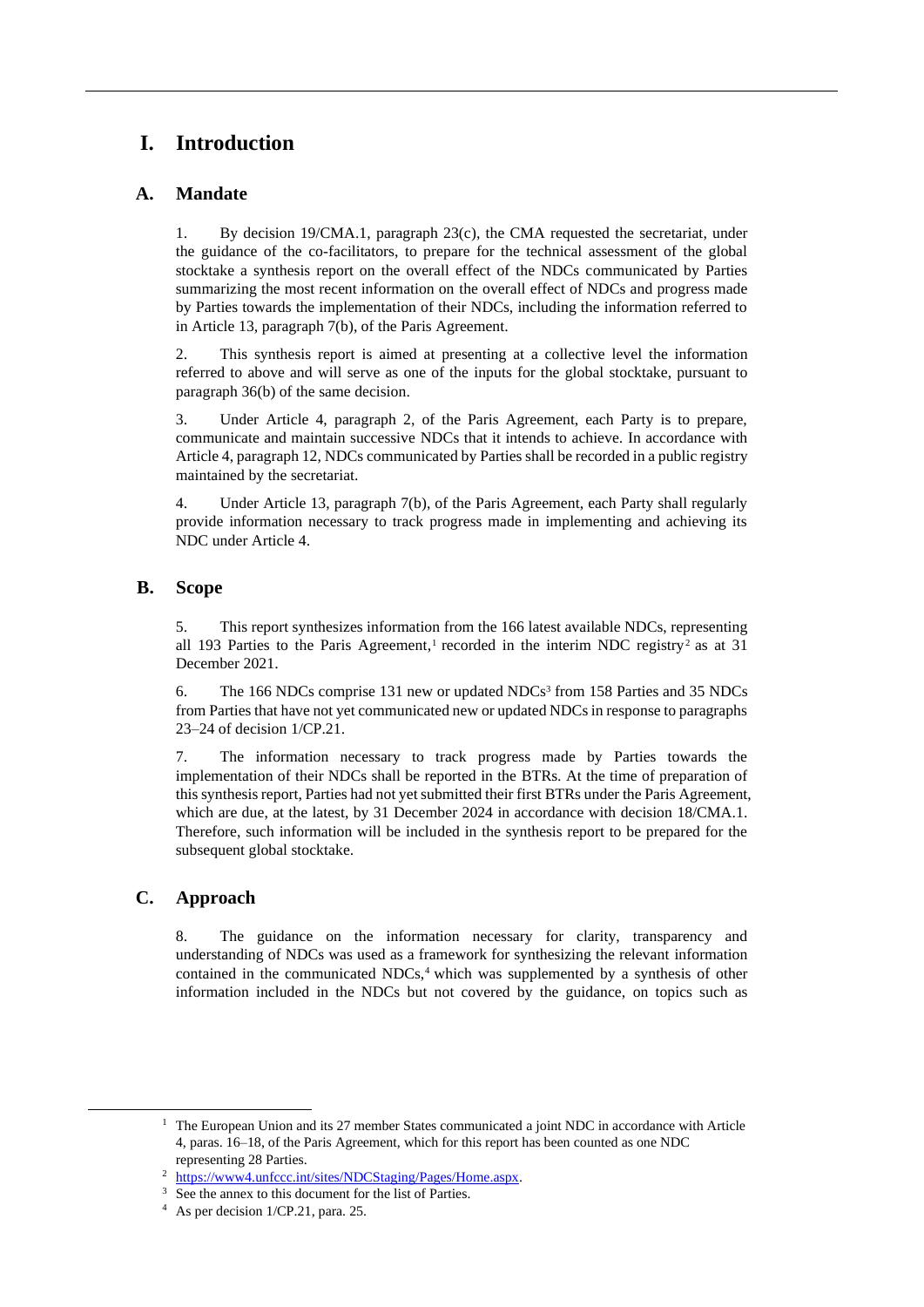# I. Introduction

## A. Mandate

1. By decision 19/CMA.1, paragraph 23(c), the CMA requested the secretariat, under the guidance of the co-facilitators, to prepare for the technical assessment of the global stocktake a synthesis report on the overall effect of the NDCs communicated by Parties summarizing the most recent information on the overall effect of NDCs and progress made by Parties towards the implementation of their NDCs, including the information referred to in Article 13, paragraph 7(b), of the Paris Agreement.

2. This synthesis report is aimed at presenting at a collective level the information referred to above and will serve as one of the inputs for the global stocktake, pursuant to paragraph 36(b) of the same decision.

3. Under Article 4, paragraph 2, of the Paris Agreement, each Party is to prepare, communicate and maintain successive NDCs that it intends to achieve. In accordance with Article 4, paragraph 12, NDCs communicated by Parties shall be recorded in a public registry maintained by the secretariat.

4. Under Article 13, paragraph 7(b), of the Paris Agreement, each Party shall regularly provide information necessary to track progress made in implementing and achieving its NDC under Article 4.

## B. Scope

5. This report synthesizes information from the 166 latest available NDCs, representing all 193 Parties to the Paris Agreement,[1] recorded in the interim NDC registry[2] as at 31 December 2021.

6. The 166 NDCs comprise 131 new or updated NDCs[3] from 158 Parties and 35 NDCs from Parties that have not yet communicated new or updated NDCs in response to paragraphs 23–24 of decision 1/CP.21.

7. The information necessary to track progress made by Parties towards the implementation of their NDCs shall be reported in the BTRs. At the time of preparation of this synthesis report, Parties had not yet submitted their first BTRs under the Paris Agreement, which are due, at the latest, by 31 December 2024 in accordance with decision 18/CMA.1. Therefore, such information will be included in the synthesis report to be prepared for the subsequent global stocktake.

## C. Approach

8. The guidance on the information necessary for clarity, transparency and understanding of NDCs was used as a framework for synthesizing the relevant information contained in the communicated NDCs,[4] which was supplemented by a synthesis of other information included in the NDCs but not covered by the guidance, on topics such as

---

[1] The European Union and its 27 member States communicated a joint NDC in accordance with Article 4, paras. 16–18, of the Paris Agreement, which for this report has been counted as one NDC representing 28 Parties.

[2] https://www4.unfccc.int/sites/NDCStaging/Pages/Home.aspx.

[3] See the annex to this document for the list of Parties.

[4] As per decision 1/CP.21, para. 25.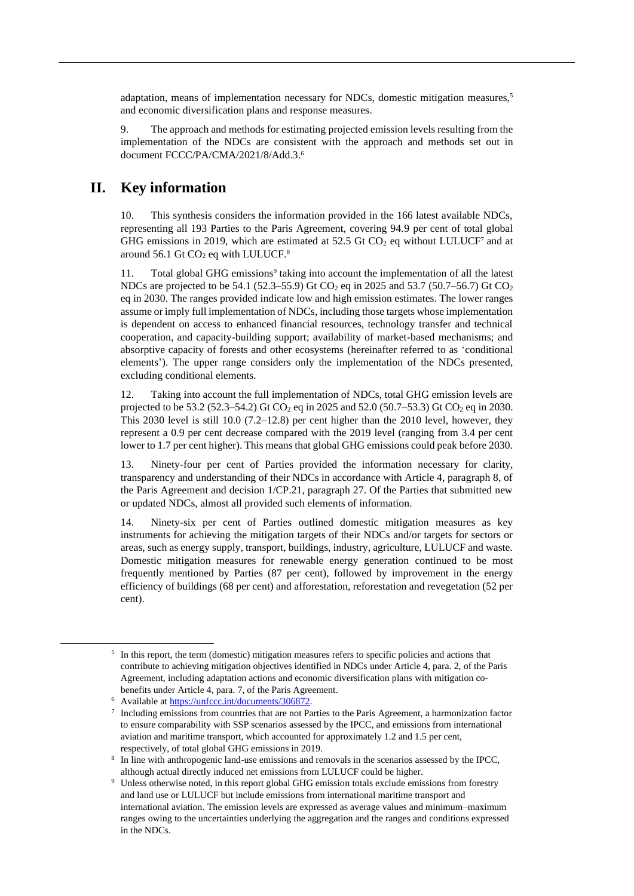adaptation, means of implementation necessary for NDCs, domestic mitigation measures,[5] and economic diversification plans and response measures.

9. The approach and methods for estimating projected emission levels resulting from the implementation of the NDCs are consistent with the approach and methods set out in document FCCC/PA/CMA/2021/8/Add.3.[6]

## II. Key information

10. This synthesis considers the information provided in the 166 latest available NDCs, representing all 193 Parties to the Paris Agreement, covering 94.9 per cent of total global GHG emissions in 2019, which are estimated at 52.5 Gt $CO_2$ eq without LULUCF[7] and at around 56.1 Gt $CO_2$ eq with LULUCF.[8]

11. Total global GHG emissions[9] taking into account the implementation of all the latest NDCs are projected to be 54.1 (52.3–55.9) Gt $CO_2$ eq in 2025 and 53.7 (50.7–56.7) Gt $CO_2$ eq in 2030. The ranges provided indicate low and high emission estimates. The lower ranges assume or imply full implementation of NDCs, including those targets whose implementation is dependent on access to enhanced financial resources, technology transfer and technical cooperation, and capacity-building support; availability of market-based mechanisms; and absorptive capacity of forests and other ecosystems (hereinafter referred to as 'conditional elements'). The upper range considers only the implementation of the NDCs presented, excluding conditional elements.

12. Taking into account the full implementation of NDCs, total GHG emission levels are projected to be 53.2 (52.3–54.2) Gt $CO_2$ eq in 2025 and 52.0 (50.7–53.3) Gt $CO_2$ eq in 2030. This 2030 level is still 10.0 (7.2–12.8) per cent higher than the 2010 level, however, they represent a 0.9 per cent decrease compared with the 2019 level (ranging from 3.4 per cent lower to 1.7 per cent higher). This means that global GHG emissions could peak before 2030.

13. Ninety-four per cent of Parties provided the information necessary for clarity, transparency and understanding of their NDCs in accordance with Article 4, paragraph 8, of the Paris Agreement and decision 1/CP.21, paragraph 27. Of the Parties that submitted new or updated NDCs, almost all provided such elements of information.

14. Ninety-six per cent of Parties outlined domestic mitigation measures as key instruments for achieving the mitigation targets of their NDCs and/or targets for sectors or areas, such as energy supply, transport, buildings, industry, agriculture, LULUCF and waste. Domestic mitigation measures for renewable energy generation continued to be most frequently mentioned by Parties (87 per cent), followed by improvement in the energy efficiency of buildings (68 per cent) and afforestation, reforestation and revegetation (52 per cent).

---

[5] In this report, the term (domestic) mitigation measures refers to specific policies and actions that contribute to achieving mitigation objectives identified in NDCs under Article 4, para. 2, of the Paris Agreement, including adaptation actions and economic diversification plans with mitigation co-benefits under Article 4, para. 7, of the Paris Agreement.

[6] Available at https://unfccc.int/documents/306872.

[7] Including emissions from countries that are not Parties to the Paris Agreement, a harmonization factor to ensure comparability with SSP scenarios assessed by the IPCC, and emissions from international aviation and maritime transport, which accounted for approximately 1.2 and 1.5 per cent, respectively, of total global GHG emissions in 2019.

[8] In line with anthropogenic land-use emissions and removals in the scenarios assessed by the IPCC, although actual directly induced net emissions from LULUCF could be higher.

[9] Unless otherwise noted, in this report global GHG emission totals exclude emissions from forestry and land use or LULUCF but include emissions from international maritime transport and international aviation. The emission levels are expressed as average values and minimum–maximum ranges owing to the uncertainties underlying the aggregation and the ranges and conditions expressed in the NDCs.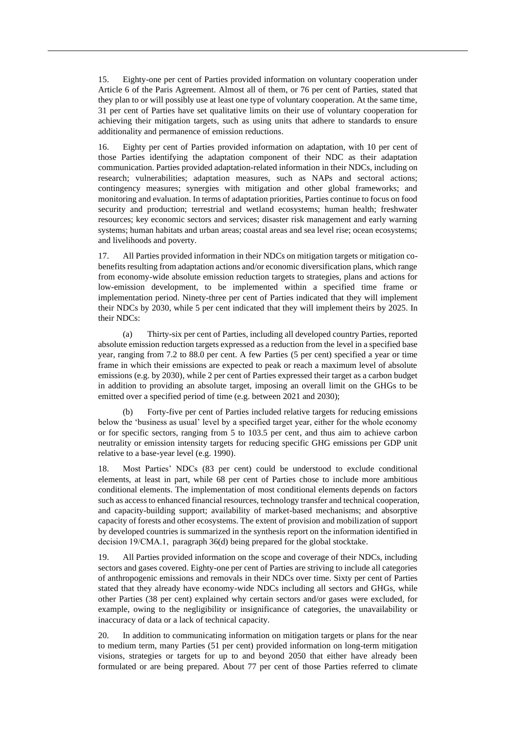15. Eighty-one per cent of Parties provided information on voluntary cooperation under Article 6 of the Paris Agreement. Almost all of them, or 76 per cent of Parties, stated that they plan to or will possibly use at least one type of voluntary cooperation. At the same time, 31 per cent of Parties have set qualitative limits on their use of voluntary cooperation for achieving their mitigation targets, such as using units that adhere to standards to ensure additionality and permanence of emission reductions.

16. Eighty per cent of Parties provided information on adaptation, with 10 per cent of those Parties identifying the adaptation component of their NDC as their adaptation communication. Parties provided adaptation-related information in their NDCs, including on research; vulnerabilities; adaptation measures, such as NAPs and sectoral actions; contingency measures; synergies with mitigation and other global frameworks; and monitoring and evaluation. In terms of adaptation priorities, Parties continue to focus on food security and production; terrestrial and wetland ecosystems; human health; freshwater resources; key economic sectors and services; disaster risk management and early warning systems; human habitats and urban areas; coastal areas and sea level rise; ocean ecosystems; and livelihoods and poverty.

17. All Parties provided information in their NDCs on mitigation targets or mitigation co-benefits resulting from adaptation actions and/or economic diversification plans, which range from economy-wide absolute emission reduction targets to strategies, plans and actions for low-emission development, to be implemented within a specified time frame or implementation period. Ninety-three per cent of Parties indicated that they will implement their NDCs by 2030, while 5 per cent indicated that they will implement theirs by 2025. In their NDCs:

(a) Thirty-six per cent of Parties, including all developed country Parties, reported absolute emission reduction targets expressed as a reduction from the level in a specified base year, ranging from 7.2 to 88.0 per cent. A few Parties (5 per cent) specified a year or time frame in which their emissions are expected to peak or reach a maximum level of absolute emissions (e.g. by 2030), while 2 per cent of Parties expressed their target as a carbon budget in addition to providing an absolute target, imposing an overall limit on the GHGs to be emitted over a specified period of time (e.g. between 2021 and 2030);

(b) Forty-five per cent of Parties included relative targets for reducing emissions below the 'business as usual' level by a specified target year, either for the whole economy or for specific sectors, ranging from 5 to 103.5 per cent, and thus aim to achieve carbon neutrality or emission intensity targets for reducing specific GHG emissions per GDP unit relative to a base-year level (e.g. 1990).

18. Most Parties' NDCs (83 per cent) could be understood to exclude conditional elements, at least in part, while 68 per cent of Parties chose to include more ambitious conditional elements. The implementation of most conditional elements depends on factors such as access to enhanced financial resources, technology transfer and technical cooperation, and capacity-building support; availability of market-based mechanisms; and absorptive capacity of forests and other ecosystems. The extent of provision and mobilization of support by developed countries is summarized in the synthesis report on the information identified in decision 19/CMA.1, paragraph 36(d) being prepared for the global stocktake.

19. All Parties provided information on the scope and coverage of their NDCs, including sectors and gases covered. Eighty-one per cent of Parties are striving to include all categories of anthropogenic emissions and removals in their NDCs over time. Sixty per cent of Parties stated that they already have economy-wide NDCs including all sectors and GHGs, while other Parties (38 per cent) explained why certain sectors and/or gases were excluded, for example, owing to the negligibility or insignificance of categories, the unavailability or inaccuracy of data or a lack of technical capacity.

20. In addition to communicating information on mitigation targets or plans for the near to medium term, many Parties (51 per cent) provided information on long-term mitigation visions, strategies or targets for up to and beyond 2050 that either have already been formulated or are being prepared. About 77 per cent of those Parties referred to climate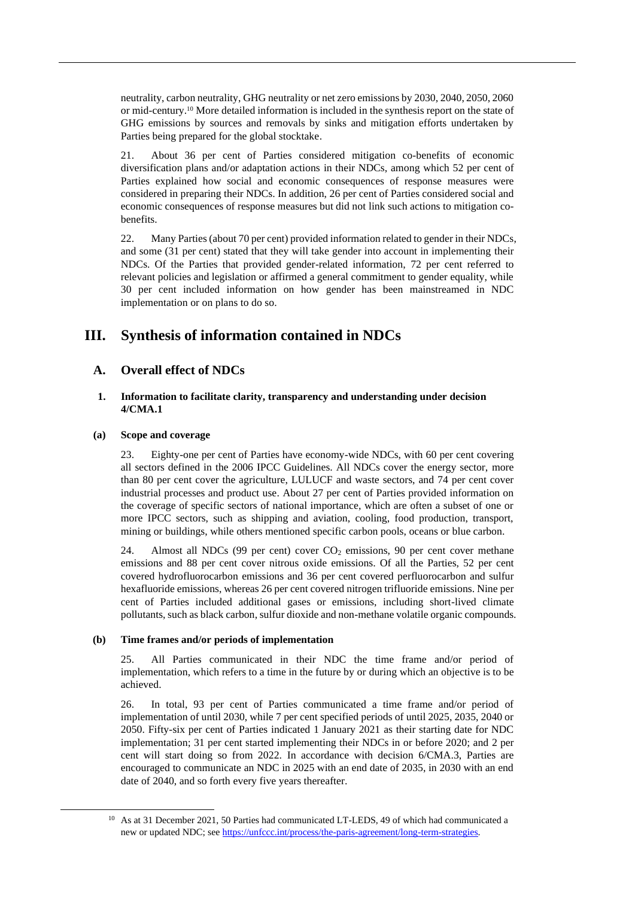neutrality, carbon neutrality, GHG neutrality or net zero emissions by 2030, 2040, 2050, 2060 or mid-century.[10] More detailed information is included in the synthesis report on the state of GHG emissions by sources and removals by sinks and mitigation efforts undertaken by Parties being prepared for the global stocktake.

21. About 36 per cent of Parties considered mitigation co-benefits of economic diversification plans and/or adaptation actions in their NDCs, among which 52 per cent of Parties explained how social and economic consequences of response measures were considered in preparing their NDCs. In addition, 26 per cent of Parties considered social and economic consequences of response measures but did not link such actions to mitigation co-benefits.

22. Many Parties (about 70 per cent) provided information related to gender in their NDCs, and some (31 per cent) stated that they will take gender into account in implementing their NDCs. Of the Parties that provided gender-related information, 72 per cent referred to relevant policies and legislation or affirmed a general commitment to gender equality, while 30 per cent included information on how gender has been mainstreamed in NDC implementation or on plans to do so.

# III. Synthesis of information contained in NDCs

## A. Overall effect of NDCs

### 1. Information to facilitate clarity, transparency and understanding under decision 4/CMA.1

#### (a) Scope and coverage

23. Eighty-one per cent of Parties have economy-wide NDCs, with 60 per cent covering all sectors defined in the 2006 IPCC Guidelines. All NDCs cover the energy sector, more than 80 per cent cover the agriculture, LULUCF and waste sectors, and 74 per cent cover industrial processes and product use. About 27 per cent of Parties provided information on the coverage of specific sectors of national importance, which are often a subset of one or more IPCC sectors, such as shipping and aviation, cooling, food production, transport, mining or buildings, while others mentioned specific carbon pools, oceans or blue carbon.

24. Almost all NDCs (99 per cent) cover $CO_2$ emissions, 90 per cent cover methane emissions and 88 per cent cover nitrous oxide emissions. Of all the Parties, 52 per cent covered hydrofluorocarbon emissions and 36 per cent covered perfluorocarbon and sulfur hexafluoride emissions, whereas 26 per cent covered nitrogen trifluoride emissions. Nine per cent of Parties included additional gases or emissions, including short-lived climate pollutants, such as black carbon, sulfur dioxide and non-methane volatile organic compounds.

#### (b) Time frames and/or periods of implementation

25. All Parties communicated in their NDC the time frame and/or period of implementation, which refers to a time in the future by or during which an objective is to be achieved.

26. In total, 93 per cent of Parties communicated a time frame and/or period of implementation of until 2030, while 7 per cent specified periods of until 2025, 2035, 2040 or 2050. Fifty-six per cent of Parties indicated 1 January 2021 as their starting date for NDC implementation; 31 per cent started implementing their NDCs in or before 2020; and 2 per cent will start doing so from 2022. In accordance with decision 6/CMA.3, Parties are encouraged to communicate an NDC in 2025 with an end date of 2035, in 2030 with an end date of 2040, and so forth every five years thereafter.

[10] As at 31 December 2021, 50 Parties had communicated LT-LEDS, 49 of which had communicated a new or updated NDC; see https://unfccc.int/process/the-paris-agreement/long-term-strategies.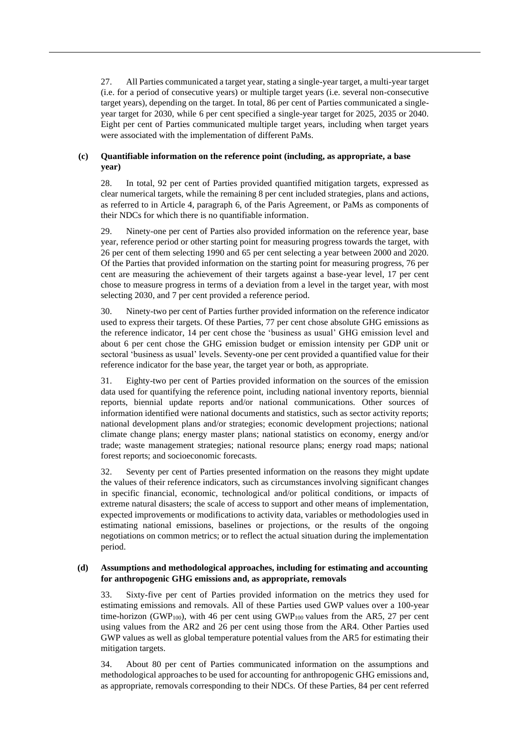27. All Parties communicated a target year, stating a single-year target, a multi-year target (i.e. for a period of consecutive years) or multiple target years (i.e. several non-consecutive target years), depending on the target. In total, 86 per cent of Parties communicated a single-year target for 2030, while 6 per cent specified a single-year target for 2025, 2035 or 2040. Eight per cent of Parties communicated multiple target years, including when target years were associated with the implementation of different PaMs.

#### (c) Quantifiable information on the reference point (including, as appropriate, a base year)

28. In total, 92 per cent of Parties provided quantified mitigation targets, expressed as clear numerical targets, while the remaining 8 per cent included strategies, plans and actions, as referred to in Article 4, paragraph 6, of the Paris Agreement, or PaMs as components of their NDCs for which there is no quantifiable information.

29. Ninety-one per cent of Parties also provided information on the reference year, base year, reference period or other starting point for measuring progress towards the target, with 26 per cent of them selecting 1990 and 65 per cent selecting a year between 2000 and 2020. Of the Parties that provided information on the starting point for measuring progress, 76 per cent are measuring the achievement of their targets against a base-year level, 17 per cent chose to measure progress in terms of a deviation from a level in the target year, with most selecting 2030, and 7 per cent provided a reference period.

30. Ninety-two per cent of Parties further provided information on the reference indicator used to express their targets. Of these Parties, 77 per cent chose absolute GHG emissions as the reference indicator, 14 per cent chose the 'business as usual' GHG emission level and about 6 per cent chose the GHG emission budget or emission intensity per GDP unit or sectoral 'business as usual' levels. Seventy-one per cent provided a quantified value for their reference indicator for the base year, the target year or both, as appropriate.

31. Eighty-two per cent of Parties provided information on the sources of the emission data used for quantifying the reference point, including national inventory reports, biennial reports, biennial update reports and/or national communications. Other sources of information identified were national documents and statistics, such as sector activity reports; national development plans and/or strategies; economic development projections; national climate change plans; energy master plans; national statistics on economy, energy and/or trade; waste management strategies; national resource plans; energy road maps; national forest reports; and socioeconomic forecasts.

32. Seventy per cent of Parties presented information on the reasons they might update the values of their reference indicators, such as circumstances involving significant changes in specific financial, economic, technological and/or political conditions, or impacts of extreme natural disasters; the scale of access to support and other means of implementation, expected improvements or modifications to activity data, variables or methodologies used in estimating national emissions, baselines or projections, or the results of the ongoing negotiations on common metrics; or to reflect the actual situation during the implementation period.

#### (d) Assumptions and methodological approaches, including for estimating and accounting for anthropogenic GHG emissions and, as appropriate, removals

33. Sixty-five per cent of Parties provided information on the metrics they used for estimating emissions and removals. All of these Parties used GWP values over a 100-year time-horizon ($GWP_{100}$), with 46 per cent using $GWP_{100}$ values from the AR5, 27 per cent using values from the AR2 and 26 per cent using those from the AR4. Other Parties used GWP values as well as global temperature potential values from the AR5 for estimating their mitigation targets.

34. About 80 per cent of Parties communicated information on the assumptions and methodological approaches to be used for accounting for anthropogenic GHG emissions and, as appropriate, removals corresponding to their NDCs. Of these Parties, 84 per cent referred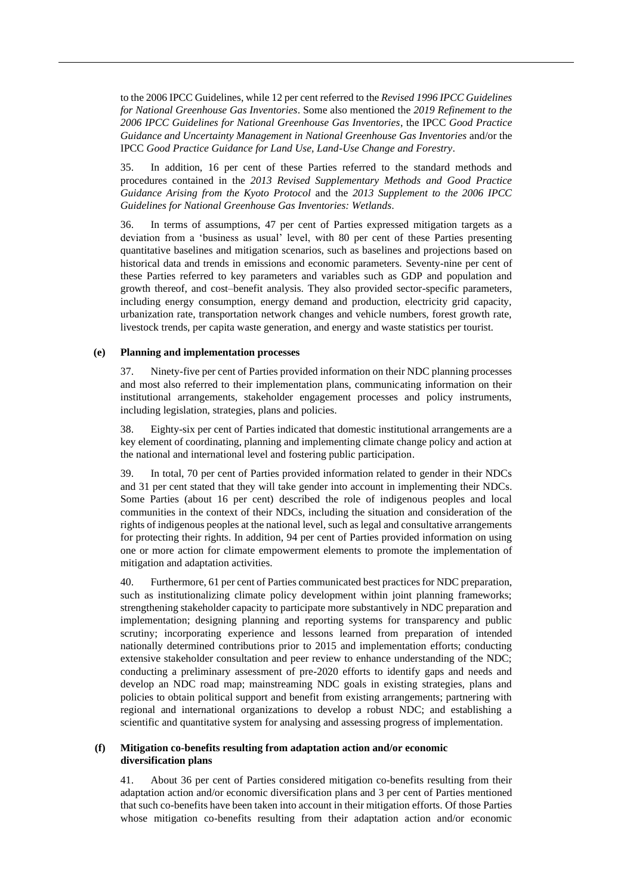to the 2006 IPCC Guidelines, while 12 per cent referred to the *Revised 1996 IPCC Guidelines for National Greenhouse Gas Inventories*. Some also mentioned the *2019 Refinement to the 2006 IPCC Guidelines for National Greenhouse Gas Inventories*, the IPCC *Good Practice Guidance and Uncertainty Management in National Greenhouse Gas Inventories* and/or the IPCC *Good Practice Guidance for Land Use, Land-Use Change and Forestry*.

35. In addition, 16 per cent of these Parties referred to the standard methods and procedures contained in the *2013 Revised Supplementary Methods and Good Practice Guidance Arising from the Kyoto Protocol* and the *2013 Supplement to the 2006 IPCC Guidelines for National Greenhouse Gas Inventories: Wetlands*.

36. In terms of assumptions, 47 per cent of Parties expressed mitigation targets as a deviation from a 'business as usual' level, with 80 per cent of these Parties presenting quantitative baselines and mitigation scenarios, such as baselines and projections based on historical data and trends in emissions and economic parameters. Seventy-nine per cent of these Parties referred to key parameters and variables such as GDP and population and growth thereof, and cost–benefit analysis. They also provided sector-specific parameters, including energy consumption, energy demand and production, electricity grid capacity, urbanization rate, transportation network changes and vehicle numbers, forest growth rate, livestock trends, per capita waste generation, and energy and waste statistics per tourist.

**(e) Planning and implementation processes**

37. Ninety-five per cent of Parties provided information on their NDC planning processes and most also referred to their implementation plans, communicating information on their institutional arrangements, stakeholder engagement processes and policy instruments, including legislation, strategies, plans and policies.

38. Eighty-six per cent of Parties indicated that domestic institutional arrangements are a key element of coordinating, planning and implementing climate change policy and action at the national and international level and fostering public participation.

39. In total, 70 per cent of Parties provided information related to gender in their NDCs and 31 per cent stated that they will take gender into account in implementing their NDCs. Some Parties (about 16 per cent) described the role of indigenous peoples and local communities in the context of their NDCs, including the situation and consideration of the rights of indigenous peoples at the national level, such as legal and consultative arrangements for protecting their rights. In addition, 94 per cent of Parties provided information on using one or more action for climate empowerment elements to promote the implementation of mitigation and adaptation activities.

40. Furthermore, 61 per cent of Parties communicated best practices for NDC preparation, such as institutionalizing climate policy development within joint planning frameworks; strengthening stakeholder capacity to participate more substantively in NDC preparation and implementation; designing planning and reporting systems for transparency and public scrutiny; incorporating experience and lessons learned from preparation of intended nationally determined contributions prior to 2015 and implementation efforts; conducting extensive stakeholder consultation and peer review to enhance understanding of the NDC; conducting a preliminary assessment of pre-2020 efforts to identify gaps and needs and develop an NDC road map; mainstreaming NDC goals in existing strategies, plans and policies to obtain political support and benefit from existing arrangements; partnering with regional and international organizations to develop a robust NDC; and establishing a scientific and quantitative system for analysing and assessing progress of implementation.

**(f) Mitigation co-benefits resulting from adaptation action and/or economic diversification plans**

41. About 36 per cent of Parties considered mitigation co-benefits resulting from their adaptation action and/or economic diversification plans and 3 per cent of Parties mentioned that such co-benefits have been taken into account in their mitigation efforts. Of those Parties whose mitigation co-benefits resulting from their adaptation action and/or economic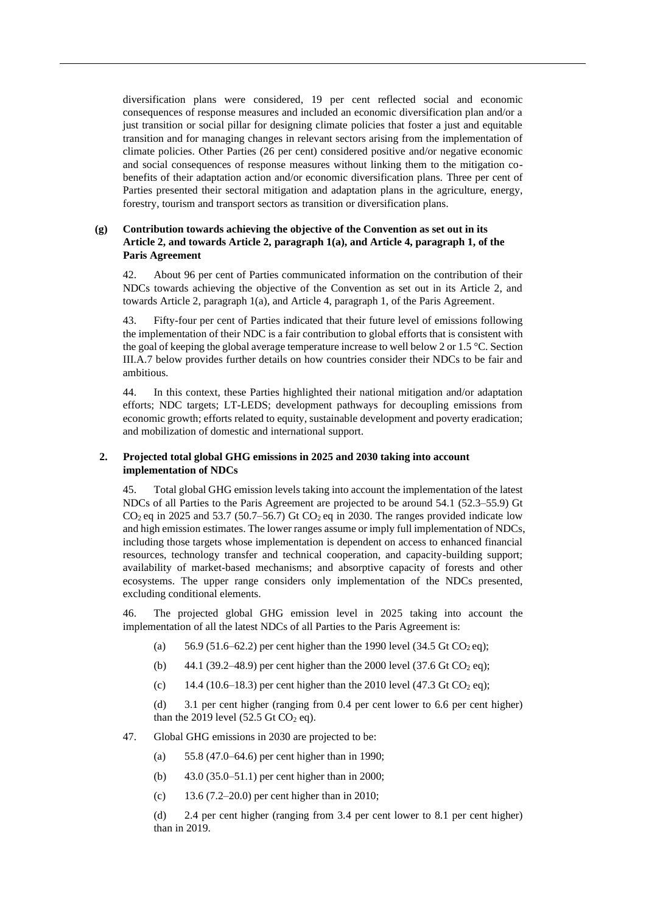diversification plans were considered, 19 per cent reflected social and economic consequences of response measures and included an economic diversification plan and/or a just transition or social pillar for designing climate policies that foster a just and equitable transition and for managing changes in relevant sectors arising from the implementation of climate policies. Other Parties (26 per cent) considered positive and/or negative economic and social consequences of response measures without linking them to the mitigation co-benefits of their adaptation action and/or economic diversification plans. Three per cent of Parties presented their sectoral mitigation and adaptation plans in the agriculture, energy, forestry, tourism and transport sectors as transition or diversification plans.

#### (g) Contribution towards achieving the objective of the Convention as set out in its Article 2, and towards Article 2, paragraph 1(a), and Article 4, paragraph 1, of the Paris Agreement

42. About 96 per cent of Parties communicated information on the contribution of their NDCs towards achieving the objective of the Convention as set out in its Article 2, and towards Article 2, paragraph 1(a), and Article 4, paragraph 1, of the Paris Agreement.

43. Fifty-four per cent of Parties indicated that their future level of emissions following the implementation of their NDC is a fair contribution to global efforts that is consistent with the goal of keeping the global average temperature increase to well below 2 or 1.5 °C. Section III.A.7 below provides further details on how countries consider their NDCs to be fair and ambitious.

44. In this context, these Parties highlighted their national mitigation and/or adaptation efforts; NDC targets; LT-LEDS; development pathways for decoupling emissions from economic growth; efforts related to equity, sustainable development and poverty eradication; and mobilization of domestic and international support.

### 2. Projected total global GHG emissions in 2025 and 2030 taking into account implementation of NDCs

45. Total global GHG emission levels taking into account the implementation of the latest NDCs of all Parties to the Paris Agreement are projected to be around 54.1 (52.3–55.9) Gt $CO_2$ eq in 2025 and 53.7 (50.7–56.7) Gt $CO_2$ eq in 2030. The ranges provided indicate low and high emission estimates. The lower ranges assume or imply full implementation of NDCs, including those targets whose implementation is dependent on access to enhanced financial resources, technology transfer and technical cooperation, and capacity-building support; availability of market-based mechanisms; and absorptive capacity of forests and other ecosystems. The upper range considers only implementation of the NDCs presented, excluding conditional elements.

46. The projected global GHG emission level in 2025 taking into account the implementation of all the latest NDCs of all Parties to the Paris Agreement is:

(a) 56.9 (51.6–62.2) per cent higher than the 1990 level (34.5 Gt $CO_2$ eq);

(b) 44.1 (39.2–48.9) per cent higher than the 2000 level (37.6 Gt $CO_2$ eq);

(c) 14.4 (10.6–18.3) per cent higher than the 2010 level (47.3 Gt $CO_2$ eq);

(d) 3.1 per cent higher (ranging from 0.4 per cent lower to 6.6 per cent higher) than the 2019 level (52.5 Gt $CO_2$ eq).

47. Global GHG emissions in 2030 are projected to be:

(a) 55.8 (47.0–64.6) per cent higher than in 1990;

(b) 43.0 (35.0–51.1) per cent higher than in 2000;

(c) 13.6 (7.2–20.0) per cent higher than in 2010;

(d) 2.4 per cent higher (ranging from 3.4 per cent lower to 8.1 per cent higher) than in 2019.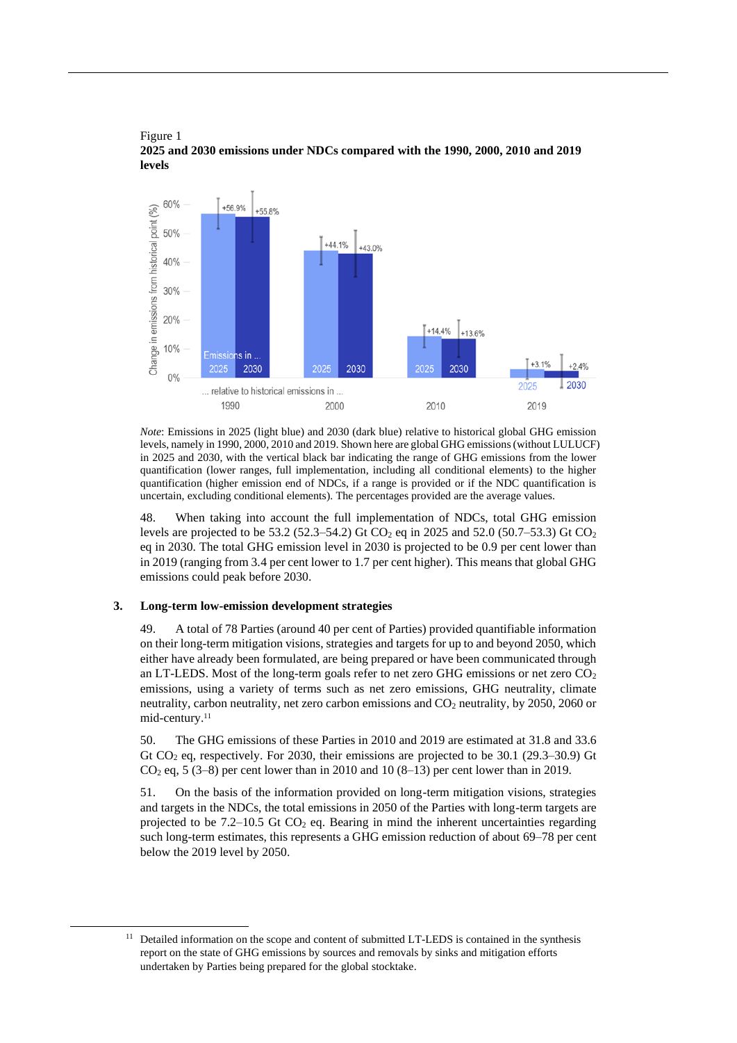Figure 1

**2025 and 2030 emissions under NDCs compared with the 1990, 2000, 2010 and 2019 levels**

*Note*: Emissions in 2025 (light blue) and 2030 (dark blue) relative to historical global GHG emission levels, namely in 1990, 2000, 2010 and 2019. Shown here are global GHG emissions (without LULUCF) in 2025 and 2030, with the vertical black bar indicating the range of GHG emissions from the lower quantification (lower ranges, full implementation, including all conditional elements) to the higher quantification (higher emission end of NDCs, if a range is provided or if the NDC quantification is uncertain, excluding conditional elements). The percentages provided are the average values.

48. When taking into account the full implementation of NDCs, total GHG emission levels are projected to be 53.2 (52.3–54.2) Gt $CO_2$ eq in 2025 and 52.0 (50.7–53.3) Gt $CO_2$ eq in 2030. The total GHG emission level in 2030 is projected to be 0.9 per cent lower than in 2019 (ranging from 3.4 per cent lower to 1.7 per cent higher). This means that global GHG emissions could peak before 2030.

### 3. Long-term low-emission development strategies

49. A total of 78 Parties (around 40 per cent of Parties) provided quantifiable information on their long-term mitigation visions, strategies and targets for up to and beyond 2050, which either have already been formulated, are being prepared or have been communicated through an LT-LEDS. Most of the long-term goals refer to net zero GHG emissions or net zero $CO_2$ emissions, using a variety of terms such as net zero emissions, GHG neutrality, climate neutrality, carbon neutrality, net zero carbon emissions and $CO_2$ neutrality, by 2050, 2060 or mid-century.[11]

50. The GHG emissions of these Parties in 2010 and 2019 are estimated at 31.8 and 33.6 Gt $CO_2$ eq, respectively. For 2030, their emissions are projected to be 30.1 (29.3–30.9) Gt $CO_2$ eq, 5 (3–8) per cent lower than in 2010 and 10 (8–13) per cent lower than in 2019.

51. On the basis of the information provided on long-term mitigation visions, strategies and targets in the NDCs, the total emissions in 2050 of the Parties with long-term targets are projected to be 7.2–10.5 Gt $CO_2$ eq. Bearing in mind the inherent uncertainties regarding such long-term estimates, this represents a GHG emission reduction of about 69–78 per cent below the 2019 level by 2050.

[11] Detailed information on the scope and content of submitted LT-LEDS is contained in the synthesis report on the state of GHG emissions by sources and removals by sinks and mitigation efforts undertaken by Parties being prepared for the global stocktake.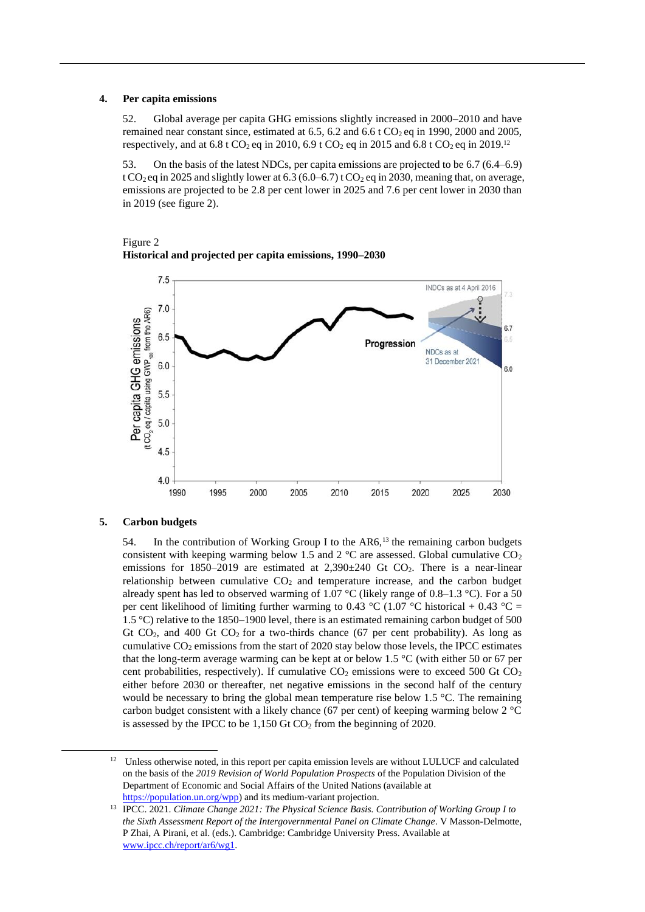### 4. Per capita emissions

52. Global average per capita GHG emissions slightly increased in 2000–2010 and have remained near constant since, estimated at 6.5, 6.2 and 6.6 t $CO_2$ eq in 1990, 2000 and 2005, respectively, and at 6.8 t $CO_2$ eq in 2010, 6.9 t $CO_2$ eq in 2015 and 6.8 t $CO_2$ eq in 2019.[12]

53. On the basis of the latest NDCs, per capita emissions are projected to be 6.7 (6.4–6.9) t $CO_2$ eq in 2025 and slightly lower at 6.3 (6.0–6.7) t $CO_2$ eq in 2030, meaning that, on average, emissions are projected to be 2.8 per cent lower in 2025 and 7.6 per cent lower in 2030 than in 2019 (see figure 2).

Figure 2
**Historical and projected per capita emissions, 1990–2030**

### 5. Carbon budgets

54. In the contribution of Working Group I to the AR6,[13] the remaining carbon budgets consistent with keeping warming below 1.5 and 2 °C are assessed. Global cumulative $CO_2$ emissions for 1850–2019 are estimated at 2,390±240 Gt $CO_2$. There is a near-linear relationship between cumulative $CO_2$ emissions and temperature increase, and the carbon budget already spent has led to observed warming of 1.07 °C (likely range of 0.8–1.3 °C). For a 50 per cent likelihood of limiting further warming to 0.43 °C (1.07 °C historical + 0.43 °C = 1.5 °C) relative to the 1850–1900 level, there is an estimated remaining carbon budget of 500 Gt $CO_2$, and 400 Gt $CO_2$ for a two-thirds chance (67 per cent probability). As long as cumulative $CO_2$ emissions from the start of 2020 stay below those levels, the IPCC estimates that the long-term average warming can be kept at or below 1.5 °C (with either 50 or 67 per cent probabilities, respectively). If cumulative $CO_2$ emissions were to exceed 500 Gt $CO_2$ either before 2030 or thereafter, net negative emissions in the second half of the century would be necessary to bring the global mean temperature rise below 1.5 °C. The remaining carbon budget consistent with a likely chance (67 per cent) of keeping warming below 2 °C is assessed by the IPCC to be 1,150 Gt $CO_2$ from the beginning of 2020.

---

[12] Unless otherwise noted, in this report per capita emission levels are without LULUCF and calculated on the basis of the *2019 Revision of World Population Prospects* of the Population Division of the Department of Economic and Social Affairs of the United Nations (available at https://population.un.org/wpp) and its medium-variant projection.

[13] IPCC. 2021. *Climate Change 2021: The Physical Science Basis. Contribution of Working Group I to the Sixth Assessment Report of the Intergovernmental Panel on Climate Change*. V Masson-Delmotte, P Zhai, A Pirani, et al. (eds.). Cambridge: Cambridge University Press. Available at www.ipcc.ch/report/ar6/wg1.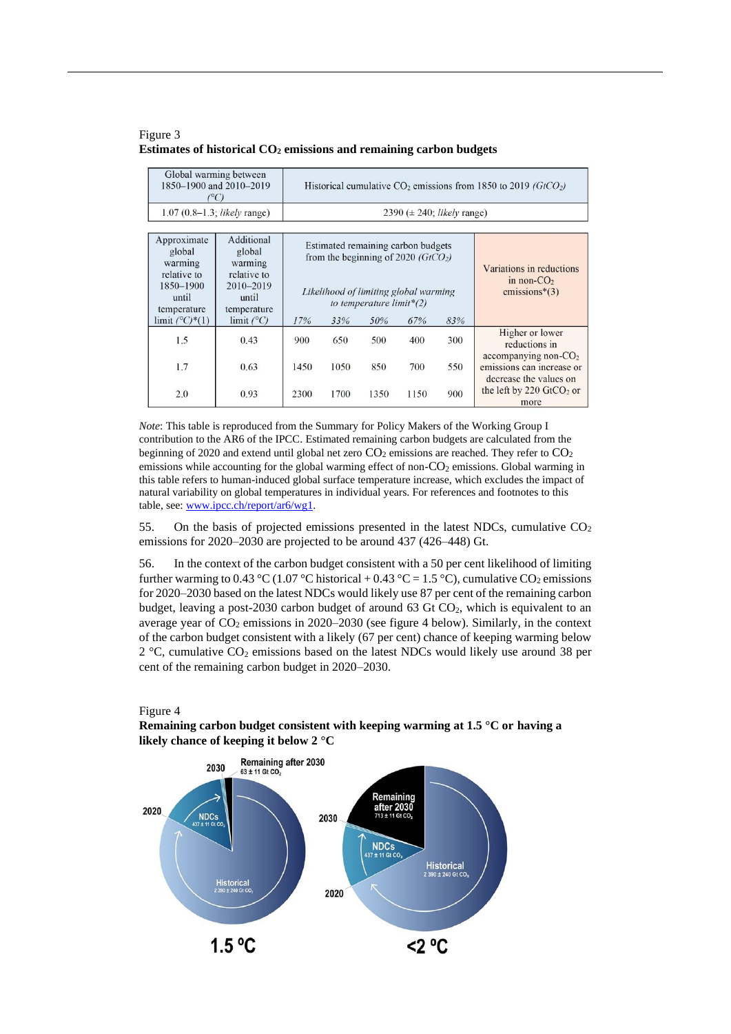Figure 3
**Estimates of historical $CO_2$ emissions and remaining carbon budgets**

| Global warming between 1850–1900 and 2010–2019 (°C) | Historical cumulative $CO_2$ emissions from 1850 to 2019 *(GtCO₂)* |
|---|---|
| 1.07 (0.8–1.3; *likely* range) | 2390 (± 240; *likely* range) |

| Approximate global warming relative to 1850–1900 until temperature limit (°C)*(1) | Additional global warming relative to 2010–2019 until temperature limit (°C) | Estimated remaining carbon budgets from the beginning of 2020 *(GtCO₂)* — *Likelihood of limiting global warming to temperature limit*(2)* | | | | | Variations in reductions in non-$CO_2$ emissions*(3) |
|---|---|---|---|---|---|---|---|
| | | *17%* | *33%* | *50%* | *67%* | *83%* | |
| 1.5 | 0.43 | 900 | 650 | 500 | 400 | 300 | Higher or lower reductions in accompanying non-$CO_2$ emissions can increase or decrease the values on the left by 220 $GtCO_2$ or more |
| 1.7 | 0.63 | 1450 | 1050 | 850 | 700 | 550 | |
| 2.0 | 0.93 | 2300 | 1700 | 1350 | 1150 | 900 | |

*Note*: This table is reproduced from the Summary for Policy Makers of the Working Group I contribution to the AR6 of the IPCC. Estimated remaining carbon budgets are calculated from the beginning of 2020 and extend until global net zero $CO_2$ emissions are reached. They refer to $CO_2$ emissions while accounting for the global warming effect of non-$CO_2$ emissions. Global warming in this table refers to human-induced global surface temperature increase, which excludes the impact of natural variability on global temperatures in individual years. For references and footnotes to this table, see: www.ipcc.ch/report/ar6/wg1.

55. On the basis of projected emissions presented in the latest NDCs, cumulative $CO_2$ emissions for 2020–2030 are projected to be around 437 (426–448) Gt.

56. In the context of the carbon budget consistent with a 50 per cent likelihood of limiting further warming to 0.43 °C (1.07 °C historical + 0.43 °C = 1.5 °C), cumulative $CO_2$ emissions for 2020–2030 based on the latest NDCs would likely use 87 per cent of the remaining carbon budget, leaving a post-2030 carbon budget of around 63 Gt $CO_2$, which is equivalent to an average year of $CO_2$ emissions in 2020–2030 (see figure 4 below). Similarly, in the context of the carbon budget consistent with a likely (67 per cent) chance of keeping warming below 2 °C, cumulative $CO_2$ emissions based on the latest NDCs would likely use around 38 per cent of the remaining carbon budget in 2020–2030.

Figure 4
**Remaining carbon budget consistent with keeping warming at 1.5 °C or having a likely chance of keeping it below 2 °C**

2030 Remaining after 2030 63 ± 11 Gt $CO_2$; 2020 NDCs 437 ± 11 Gt $CO_2$; Historical 2 390 ± 240 Gt $CO_2$ — **1.5 °C**

Remaining after 2030 713 ± 11 Gt $CO_2$; 2030; NDCs 437 ± 11 Gt $CO_2$; 2020; Historical 2 390 ± 240 Gt $CO_2$ — **<2 °C**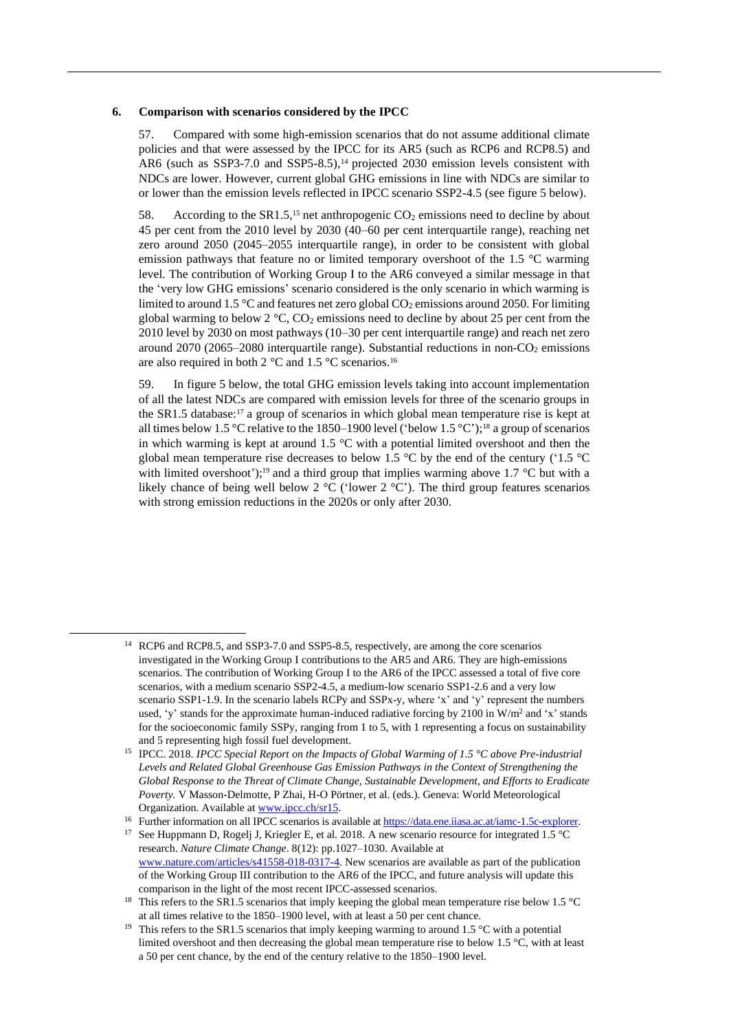### 6. Comparison with scenarios considered by the IPCC

57. Compared with some high-emission scenarios that do not assume additional climate policies and that were assessed by the IPCC for its AR5 (such as RCP6 and RCP8.5) and AR6 (such as SSP3-7.0 and SSP5-8.5),[14] projected 2030 emission levels consistent with NDCs are lower. However, current global GHG emissions in line with NDCs are similar to or lower than the emission levels reflected in IPCC scenario SSP2-4.5 (see figure 5 below).

58. According to the SR1.5,[15] net anthropogenic $CO_2$ emissions need to decline by about 45 per cent from the 2010 level by 2030 (40–60 per cent interquartile range), reaching net zero around 2050 (2045–2055 interquartile range), in order to be consistent with global emission pathways that feature no or limited temporary overshoot of the 1.5 °C warming level. The contribution of Working Group I to the AR6 conveyed a similar message in that the 'very low GHG emissions' scenario considered is the only scenario in which warming is limited to around 1.5 °C and features net zero global $CO_2$ emissions around 2050. For limiting global warming to below 2 °C, $CO_2$ emissions need to decline by about 25 per cent from the 2010 level by 2030 on most pathways (10–30 per cent interquartile range) and reach net zero around 2070 (2065–2080 interquartile range). Substantial reductions in non-$CO_2$ emissions are also required in both 2 °C and 1.5 °C scenarios.[16]

59. In figure 5 below, the total GHG emission levels taking into account implementation of all the latest NDCs are compared with emission levels for three of the scenario groups in the SR1.5 database:[17] a group of scenarios in which global mean temperature rise is kept at all times below 1.5 °C relative to the 1850–1900 level ('below 1.5 °C');[18] a group of scenarios in which warming is kept at around 1.5 °C with a potential limited overshoot and then the global mean temperature rise decreases to below 1.5 °C by the end of the century ('1.5 °C with limited overshoot');[19] and a third group that implies warming above 1.7 °C but with a likely chance of being well below 2 °C ('lower 2 °C'). The third group features scenarios with strong emission reductions in the 2020s or only after 2030.

---

[14] RCP6 and RCP8.5, and SSP3-7.0 and SSP5-8.5, respectively, are among the core scenarios investigated in the Working Group I contributions to the AR5 and AR6. They are high-emissions scenarios. The contribution of Working Group I to the AR6 of the IPCC assessed a total of five core scenarios, with a medium scenario SSP2-4.5, a medium-low scenario SSP1-2.6 and a very low scenario SSP1-1.9. In the scenario labels RCPy and SSPx-y, where 'x' and 'y' represent the numbers used, 'y' stands for the approximate human-induced radiative forcing by 2100 in W/m$^2$ and 'x' stands for the socioeconomic family SSPy, ranging from 1 to 5, with 1 representing a focus on sustainability and 5 representing high fossil fuel development.

[15] IPCC. 2018. *IPCC Special Report on the Impacts of Global Warming of 1.5 °C above Pre-industrial Levels and Related Global Greenhouse Gas Emission Pathways in the Context of Strengthening the Global Response to the Threat of Climate Change, Sustainable Development, and Efforts to Eradicate Poverty.* V Masson-Delmotte, P Zhai, H-O Pörtner, et al. (eds.). Geneva: World Meteorological Organization. Available at www.ipcc.ch/sr15.

[16] Further information on all IPCC scenarios is available at https://data.ene.iiasa.ac.at/iamc-1.5c-explorer.

[17] See Huppmann D, Rogelj J, Kriegler E, et al. 2018. A new scenario resource for integrated 1.5 °C research. *Nature Climate Change*. 8(12): pp.1027–1030. Available at www.nature.com/articles/s41558-018-0317-4. New scenarios are available as part of the publication of the Working Group III contribution to the AR6 of the IPCC, and future analysis will update this comparison in the light of the most recent IPCC-assessed scenarios.

[18] This refers to the SR1.5 scenarios that imply keeping the global mean temperature rise below 1.5 °C at all times relative to the 1850–1900 level, with at least a 50 per cent chance.

[19] This refers to the SR1.5 scenarios that imply keeping warming to around 1.5 °C with a potential limited overshoot and then decreasing the global mean temperature rise to below 1.5 °C, with at least a 50 per cent chance, by the end of the century relative to the 1850–1900 level.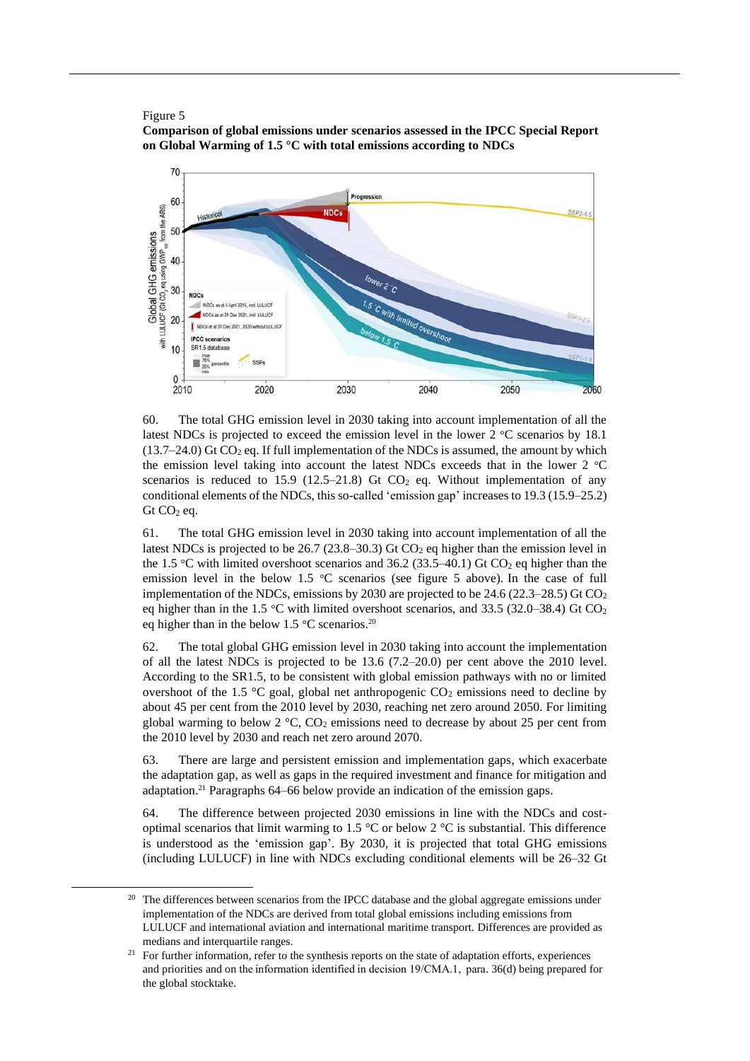Figure 5

**Comparison of global emissions under scenarios assessed in the IPCC Special Report on Global Warming of 1.5 °C with total emissions according to NDCs**

60. The total GHG emission level in 2030 taking into account implementation of all the latest NDCs is projected to exceed the emission level in the lower 2 °C scenarios by 18.1 (13.7–24.0) Gt $CO_2$ eq. If full implementation of the NDCs is assumed, the amount by which the emission level taking into account the latest NDCs exceeds that in the lower 2 °C scenarios is reduced to 15.9 (12.5–21.8) Gt $CO_2$ eq. Without implementation of any conditional elements of the NDCs, this so-called 'emission gap' increases to 19.3 (15.9–25.2) Gt $CO_2$ eq.

61. The total GHG emission level in 2030 taking into account implementation of all the latest NDCs is projected to be 26.7 (23.8–30.3) Gt $CO_2$ eq higher than the emission level in the 1.5 °C with limited overshoot scenarios and 36.2 (33.5–40.1) Gt $CO_2$ eq higher than the emission level in the below 1.5 °C scenarios (see figure 5 above). In the case of full implementation of the NDCs, emissions by 2030 are projected to be 24.6 (22.3–28.5) Gt $CO_2$ eq higher than in the 1.5 °C with limited overshoot scenarios, and 33.5 (32.0–38.4) Gt $CO_2$ eq higher than in the below 1.5 °C scenarios.[20]

62. The total global GHG emission level in 2030 taking into account the implementation of all the latest NDCs is projected to be 13.6 (7.2–20.0) per cent above the 2010 level. According to the SR1.5, to be consistent with global emission pathways with no or limited overshoot of the 1.5 °C goal, global net anthropogenic $CO_2$ emissions need to decline by about 45 per cent from the 2010 level by 2030, reaching net zero around 2050. For limiting global warming to below 2 °C, $CO_2$ emissions need to decrease by about 25 per cent from the 2010 level by 2030 and reach net zero around 2070.

63. There are large and persistent emission and implementation gaps, which exacerbate the adaptation gap, as well as gaps in the required investment and finance for mitigation and adaptation.[21] Paragraphs 64–66 below provide an indication of the emission gaps.

64. The difference between projected 2030 emissions in line with the NDCs and cost-optimal scenarios that limit warming to 1.5 °C or below 2 °C is substantial. This difference is understood as the 'emission gap'. By 2030, it is projected that total GHG emissions (including LULUCF) in line with NDCs excluding conditional elements will be 26–32 Gt

[20] The differences between scenarios from the IPCC database and the global aggregate emissions under implementation of the NDCs are derived from total global emissions including emissions from LULUCF and international aviation and international maritime transport. Differences are provided as medians and interquartile ranges.

[21] For further information, refer to the synthesis reports on the state of adaptation efforts, experiences and priorities and on the information identified in decision 19/CMA.1, para. 36(d) being prepared for the global stocktake.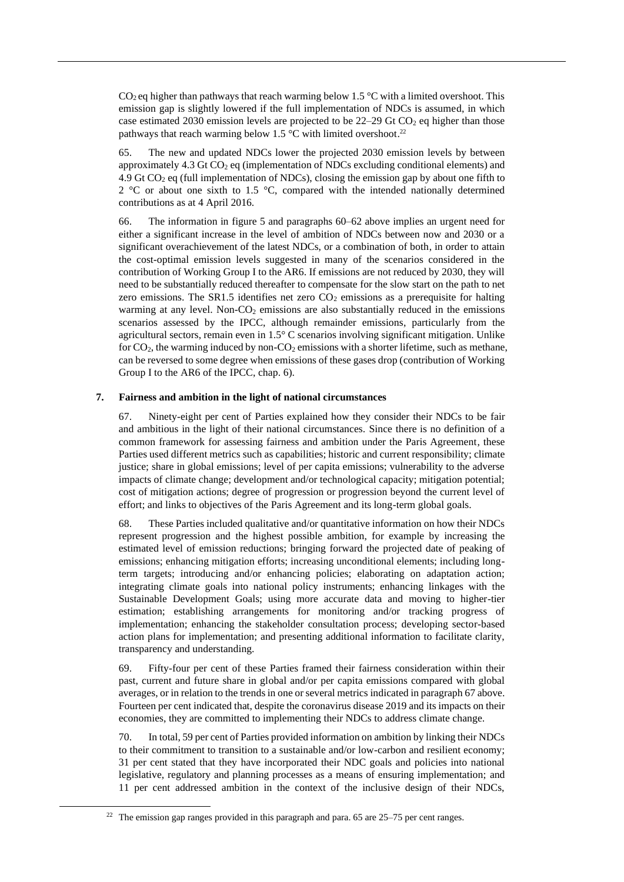$CO_2$ eq higher than pathways that reach warming below 1.5 °C with a limited overshoot. This emission gap is slightly lowered if the full implementation of NDCs is assumed, in which case estimated 2030 emission levels are projected to be 22–29 Gt $CO_2$ eq higher than those pathways that reach warming below 1.5 °C with limited overshoot.[22]

65. The new and updated NDCs lower the projected 2030 emission levels by between approximately 4.3 Gt $CO_2$ eq (implementation of NDCs excluding conditional elements) and 4.9 Gt $CO_2$ eq (full implementation of NDCs), closing the emission gap by about one fifth to 2 °C or about one sixth to 1.5 °C, compared with the intended nationally determined contributions as at 4 April 2016.

66. The information in figure 5 and paragraphs 60–62 above implies an urgent need for either a significant increase in the level of ambition of NDCs between now and 2030 or a significant overachievement of the latest NDCs, or a combination of both, in order to attain the cost-optimal emission levels suggested in many of the scenarios considered in the contribution of Working Group I to the AR6. If emissions are not reduced by 2030, they will need to be substantially reduced thereafter to compensate for the slow start on the path to net zero emissions. The SR1.5 identifies net zero $CO_2$ emissions as a prerequisite for halting warming at any level. Non-$CO_2$ emissions are also substantially reduced in the emissions scenarios assessed by the IPCC, although remainder emissions, particularly from the agricultural sectors, remain even in 1.5° C scenarios involving significant mitigation. Unlike for $CO_2$, the warming induced by non-$CO_2$ emissions with a shorter lifetime, such as methane, can be reversed to some degree when emissions of these gases drop (contribution of Working Group I to the AR6 of the IPCC, chap. 6).

### 7. Fairness and ambition in the light of national circumstances

67. Ninety-eight per cent of Parties explained how they consider their NDCs to be fair and ambitious in the light of their national circumstances. Since there is no definition of a common framework for assessing fairness and ambition under the Paris Agreement, these Parties used different metrics such as capabilities; historic and current responsibility; climate justice; share in global emissions; level of per capita emissions; vulnerability to the adverse impacts of climate change; development and/or technological capacity; mitigation potential; cost of mitigation actions; degree of progression or progression beyond the current level of effort; and links to objectives of the Paris Agreement and its long-term global goals.

68. These Parties included qualitative and/or quantitative information on how their NDCs represent progression and the highest possible ambition, for example by increasing the estimated level of emission reductions; bringing forward the projected date of peaking of emissions; enhancing mitigation efforts; increasing unconditional elements; including long-term targets; introducing and/or enhancing policies; elaborating on adaptation action; integrating climate goals into national policy instruments; enhancing linkages with the Sustainable Development Goals; using more accurate data and moving to higher-tier estimation; establishing arrangements for monitoring and/or tracking progress of implementation; enhancing the stakeholder consultation process; developing sector-based action plans for implementation; and presenting additional information to facilitate clarity, transparency and understanding.

69. Fifty-four per cent of these Parties framed their fairness consideration within their past, current and future share in global and/or per capita emissions compared with global averages, or in relation to the trends in one or several metrics indicated in paragraph 67 above. Fourteen per cent indicated that, despite the coronavirus disease 2019 and its impacts on their economies, they are committed to implementing their NDCs to address climate change.

70. In total, 59 per cent of Parties provided information on ambition by linking their NDCs to their commitment to transition to a sustainable and/or low-carbon and resilient economy; 31 per cent stated that they have incorporated their NDC goals and policies into national legislative, regulatory and planning processes as a means of ensuring implementation; and 11 per cent addressed ambition in the context of the inclusive design of their NDCs,

[22] The emission gap ranges provided in this paragraph and para. 65 are 25–75 per cent ranges.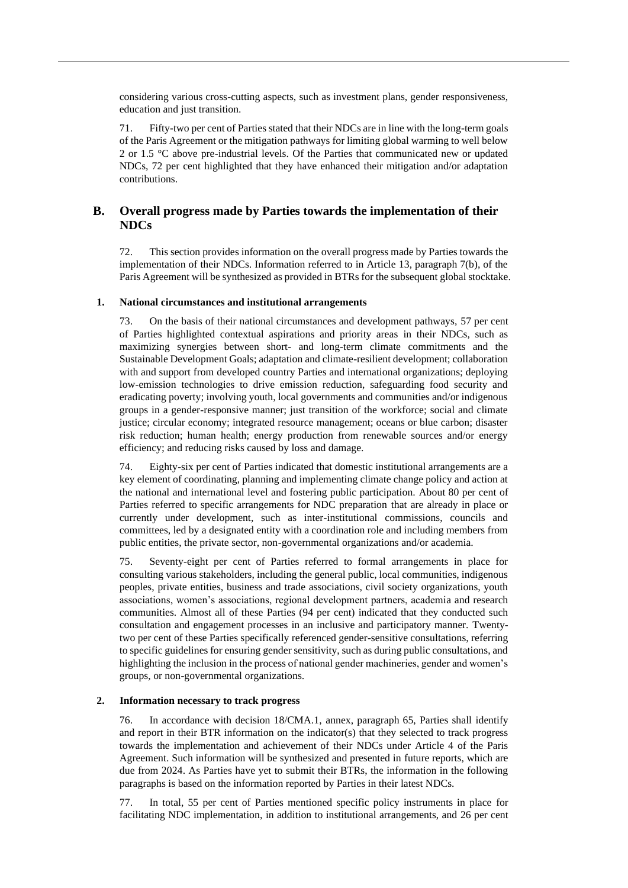considering various cross-cutting aspects, such as investment plans, gender responsiveness, education and just transition.

71. Fifty-two per cent of Parties stated that their NDCs are in line with the long-term goals of the Paris Agreement or the mitigation pathways for limiting global warming to well below 2 or 1.5 °C above pre-industrial levels. Of the Parties that communicated new or updated NDCs, 72 per cent highlighted that they have enhanced their mitigation and/or adaptation contributions.

## B. Overall progress made by Parties towards the implementation of their NDCs

72. This section provides information on the overall progress made by Parties towards the implementation of their NDCs. Information referred to in Article 13, paragraph 7(b), of the Paris Agreement will be synthesized as provided in BTRs for the subsequent global stocktake.

### 1. National circumstances and institutional arrangements

73. On the basis of their national circumstances and development pathways, 57 per cent of Parties highlighted contextual aspirations and priority areas in their NDCs, such as maximizing synergies between short- and long-term climate commitments and the Sustainable Development Goals; adaptation and climate-resilient development; collaboration with and support from developed country Parties and international organizations; deploying low-emission technologies to drive emission reduction, safeguarding food security and eradicating poverty; involving youth, local governments and communities and/or indigenous groups in a gender-responsive manner; just transition of the workforce; social and climate justice; circular economy; integrated resource management; oceans or blue carbon; disaster risk reduction; human health; energy production from renewable sources and/or energy efficiency; and reducing risks caused by loss and damage.

74. Eighty-six per cent of Parties indicated that domestic institutional arrangements are a key element of coordinating, planning and implementing climate change policy and action at the national and international level and fostering public participation. About 80 per cent of Parties referred to specific arrangements for NDC preparation that are already in place or currently under development, such as inter-institutional commissions, councils and committees, led by a designated entity with a coordination role and including members from public entities, the private sector, non-governmental organizations and/or academia.

75. Seventy-eight per cent of Parties referred to formal arrangements in place for consulting various stakeholders, including the general public, local communities, indigenous peoples, private entities, business and trade associations, civil society organizations, youth associations, women's associations, regional development partners, academia and research communities. Almost all of these Parties (94 per cent) indicated that they conducted such consultation and engagement processes in an inclusive and participatory manner. Twenty-two per cent of these Parties specifically referenced gender-sensitive consultations, referring to specific guidelines for ensuring gender sensitivity, such as during public consultations, and highlighting the inclusion in the process of national gender machineries, gender and women's groups, or non-governmental organizations.

### 2. Information necessary to track progress

76. In accordance with decision 18/CMA.1, annex, paragraph 65, Parties shall identify and report in their BTR information on the indicator(s) that they selected to track progress towards the implementation and achievement of their NDCs under Article 4 of the Paris Agreement. Such information will be synthesized and presented in future reports, which are due from 2024. As Parties have yet to submit their BTRs, the information in the following paragraphs is based on the information reported by Parties in their latest NDCs.

77. In total, 55 per cent of Parties mentioned specific policy instruments in place for facilitating NDC implementation, in addition to institutional arrangements, and 26 per cent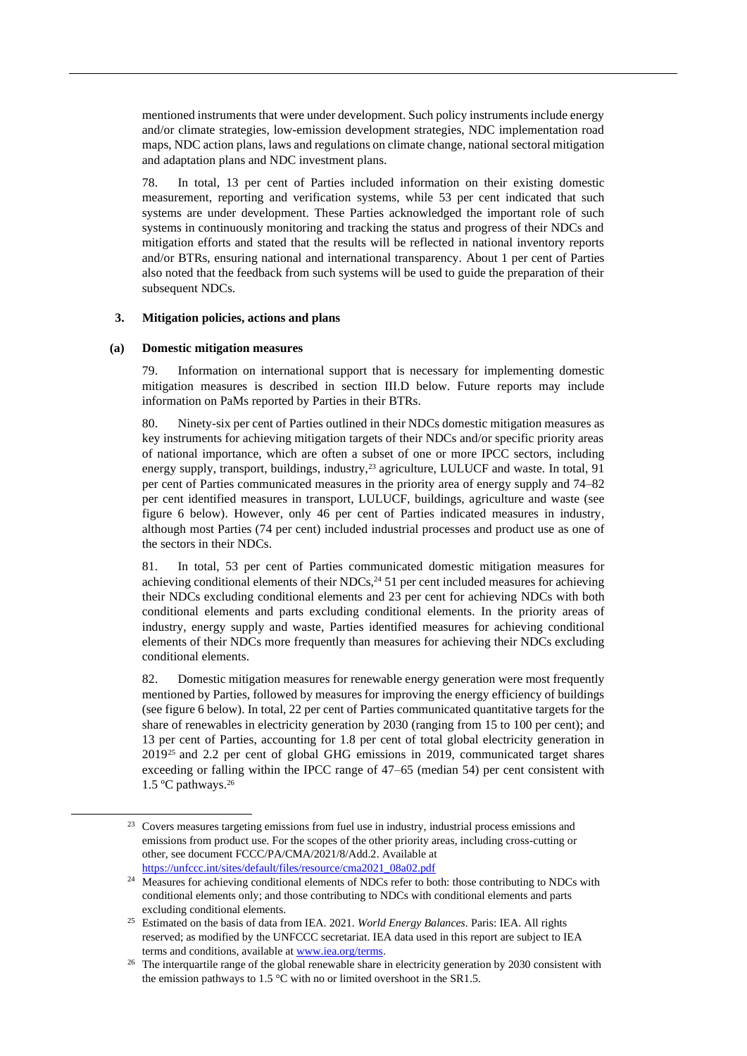mentioned instruments that were under development. Such policy instruments include energy and/or climate strategies, low-emission development strategies, NDC implementation road maps, NDC action plans, laws and regulations on climate change, national sectoral mitigation and adaptation plans and NDC investment plans.

78. In total, 13 per cent of Parties included information on their existing domestic measurement, reporting and verification systems, while 53 per cent indicated that such systems are under development. These Parties acknowledged the important role of such systems in continuously monitoring and tracking the status and progress of their NDCs and mitigation efforts and stated that the results will be reflected in national inventory reports and/or BTRs, ensuring national and international transparency. About 1 per cent of Parties also noted that the feedback from such systems will be used to guide the preparation of their subsequent NDCs.

### 3. Mitigation policies, actions and plans

#### (a) Domestic mitigation measures

79. Information on international support that is necessary for implementing domestic mitigation measures is described in section III.D below. Future reports may include information on PaMs reported by Parties in their BTRs.

80. Ninety-six per cent of Parties outlined in their NDCs domestic mitigation measures as key instruments for achieving mitigation targets of their NDCs and/or specific priority areas of national importance, which are often a subset of one or more IPCC sectors, including energy supply, transport, buildings, industry,[23] agriculture, LULUCF and waste. In total, 91 per cent of Parties communicated measures in the priority area of energy supply and 74–82 per cent identified measures in transport, LULUCF, buildings, agriculture and waste (see figure 6 below). However, only 46 per cent of Parties indicated measures in industry, although most Parties (74 per cent) included industrial processes and product use as one of the sectors in their NDCs.

81. In total, 53 per cent of Parties communicated domestic mitigation measures for achieving conditional elements of their NDCs,[24] 51 per cent included measures for achieving their NDCs excluding conditional elements and 23 per cent for achieving NDCs with both conditional elements and parts excluding conditional elements. In the priority areas of industry, energy supply and waste, Parties identified measures for achieving conditional elements of their NDCs more frequently than measures for achieving their NDCs excluding conditional elements.

82. Domestic mitigation measures for renewable energy generation were most frequently mentioned by Parties, followed by measures for improving the energy efficiency of buildings (see figure 6 below). In total, 22 per cent of Parties communicated quantitative targets for the share of renewables in electricity generation by 2030 (ranging from 15 to 100 per cent); and 13 per cent of Parties, accounting for 1.8 per cent of total global electricity generation in 2019[25] and 2.2 per cent of global GHG emissions in 2019, communicated target shares exceeding or falling within the IPCC range of 47–65 (median 54) per cent consistent with 1.5 ºC pathways.[26]

---

[23] Covers measures targeting emissions from fuel use in industry, industrial process emissions and emissions from product use. For the scopes of the other priority areas, including cross-cutting or other, see document FCCC/PA/CMA/2021/8/Add.2. Available at https://unfccc.int/sites/default/files/resource/cma2021_08a02.pdf

[24] Measures for achieving conditional elements of NDCs refer to both: those contributing to NDCs with conditional elements only; and those contributing to NDCs with conditional elements and parts excluding conditional elements.

[25] Estimated on the basis of data from IEA. 2021. *World Energy Balances*. Paris: IEA. All rights reserved; as modified by the UNFCCC secretariat. IEA data used in this report are subject to IEA terms and conditions, available at www.iea.org/terms.

[26] The interquartile range of the global renewable share in electricity generation by 2030 consistent with the emission pathways to 1.5 °C with no or limited overshoot in the SR1.5.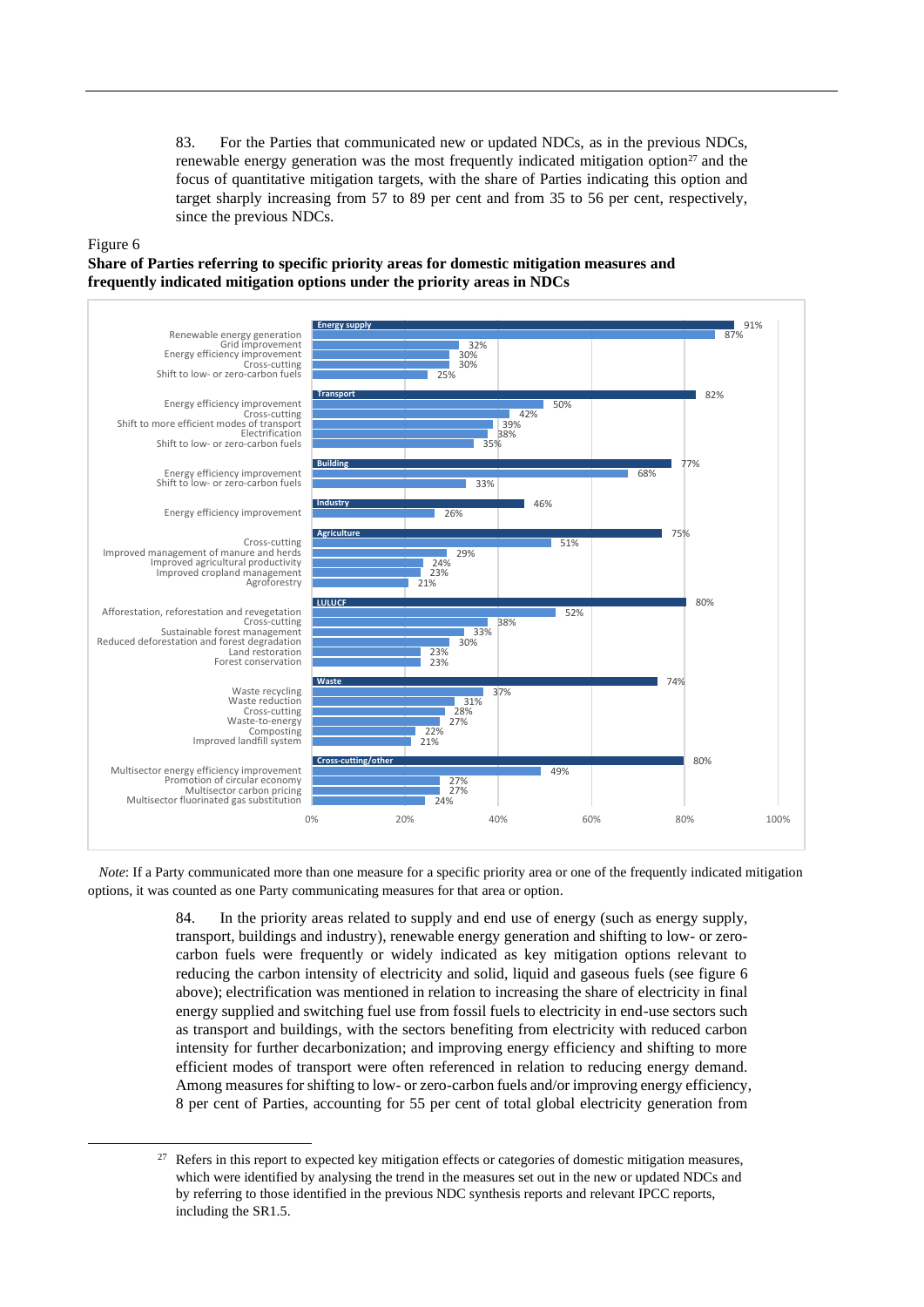83. For the Parties that communicated new or updated NDCs, as in the previous NDCs, renewable energy generation was the most frequently indicated mitigation option[27] and the focus of quantitative mitigation targets, with the share of Parties indicating this option and target sharply increasing from 57 to 89 per cent and from 35 to 56 per cent, respectively, since the previous NDCs.

Figure 6

**Share of Parties referring to specific priority areas for domestic mitigation measures and frequently indicated mitigation options under the priority areas in NDCs**

| Priority area / mitigation option | Share of Parties |
| --- | --- |
| **Energy supply** | 91% |
| Renewable energy generation | 87% |
| Grid improvement | 32% |
| Energy efficiency improvement | 30% |
| Cross-cutting | 30% |
| Shift to low- or zero-carbon fuels | 25% |
| **Transport** | 82% |
| Energy efficiency improvement | 50% |
| Cross-cutting | 42% |
| Shift to more efficient modes of transport | 39% |
| Electrification | 38% |
| Shift to low- or zero-carbon fuels | 35% |
| **Building** | 77% |
| Energy efficiency improvement | 68% |
| Shift to low- or zero-carbon fuels | 33% |
| **Industry** | 46% |
| Energy efficiency improvement | 26% |
| **Agriculture** | 75% |
| Cross-cutting | 51% |
| Improved management of manure and herds | 29% |
| Improved agricultural productivity | 24% |
| Improved cropland management | 23% |
| Agroforestry | 21% |
| **LULUCF** | 80% |
| Afforestation, reforestation and revegetation | 52% |
| Cross-cutting | 38% |
| Sustainable forest management | 33% |
| Reduced deforestation and forest degradation | 30% |
| Land restoration | 23% |
| Forest conservation | 23% |
| **Waste** | 74% |
| Waste recycling | 37% |
| Waste reduction | 31% |
| Cross-cutting | 28% |
| Waste-to-energy | 27% |
| Composting | 22% |
| Improved landfill system | 21% |
| **Cross-cutting/other** | 80% |
| Multisector energy efficiency improvement | 49% |
| Promotion of circular economy | 27% |
| Multisector carbon pricing | 27% |
| Multisector fluorinated gas substitution | 24% |

*Note*: If a Party communicated more than one measure for a specific priority area or one of the frequently indicated mitigation options, it was counted as one Party communicating measures for that area or option.

84. In the priority areas related to supply and end use of energy (such as energy supply, transport, buildings and industry), renewable energy generation and shifting to low- or zero-carbon fuels were frequently or widely indicated as key mitigation options relevant to reducing the carbon intensity of electricity and solid, liquid and gaseous fuels (see figure 6 above); electrification was mentioned in relation to increasing the share of electricity in final energy supplied and switching fuel use from fossil fuels to electricity in end-use sectors such as transport and buildings, with the sectors benefiting from electricity with reduced carbon intensity for further decarbonization; and improving energy efficiency and shifting to more efficient modes of transport were often referenced in relation to reducing energy demand. Among measures for shifting to low- or zero-carbon fuels and/or improving energy efficiency, 8 per cent of Parties, accounting for 55 per cent of total global electricity generation from

[27] Refers in this report to expected key mitigation effects or categories of domestic mitigation measures, which were identified by analysing the trend in the measures set out in the new or updated NDCs and by referring to those identified in the previous NDC synthesis reports and relevant IPCC reports, including the SR1.5.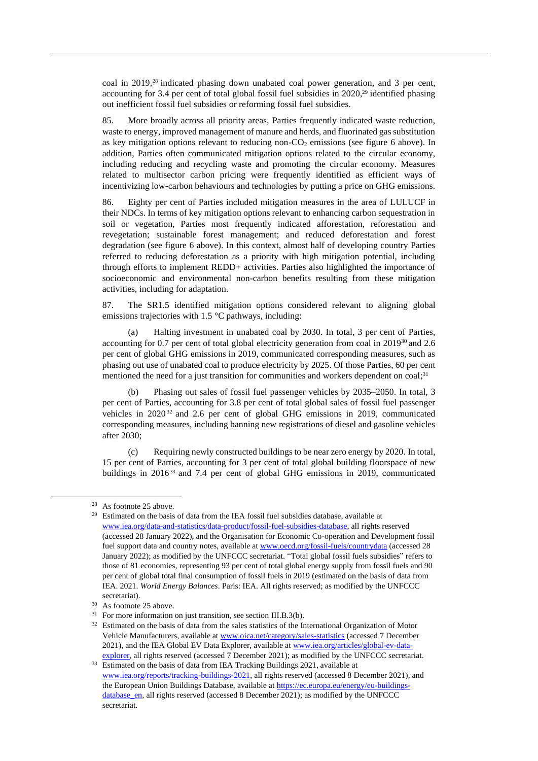coal in 2019,[28] indicated phasing down unabated coal power generation, and 3 per cent, accounting for 3.4 per cent of total global fossil fuel subsidies in 2020,[29] identified phasing out inefficient fossil fuel subsidies or reforming fossil fuel subsidies.

85. More broadly across all priority areas, Parties frequently indicated waste reduction, waste to energy, improved management of manure and herds, and fluorinated gas substitution as key mitigation options relevant to reducing non-$CO_2$ emissions (see figure 6 above). In addition, Parties often communicated mitigation options related to the circular economy, including reducing and recycling waste and promoting the circular economy. Measures related to multisector carbon pricing were frequently identified as efficient ways of incentivizing low-carbon behaviours and technologies by putting a price on GHG emissions.

86. Eighty per cent of Parties included mitigation measures in the area of LULUCF in their NDCs. In terms of key mitigation options relevant to enhancing carbon sequestration in soil or vegetation, Parties most frequently indicated afforestation, reforestation and revegetation; sustainable forest management; and reduced deforestation and forest degradation (see figure 6 above). In this context, almost half of developing country Parties referred to reducing deforestation as a priority with high mitigation potential, including through efforts to implement REDD+ activities. Parties also highlighted the importance of socioeconomic and environmental non-carbon benefits resulting from these mitigation activities, including for adaptation.

87. The SR1.5 identified mitigation options considered relevant to aligning global emissions trajectories with 1.5 °C pathways, including:

(a) Halting investment in unabated coal by 2030. In total, 3 per cent of Parties, accounting for 0.7 per cent of total global electricity generation from coal in 2019[30] and 2.6 per cent of global GHG emissions in 2019, communicated corresponding measures, such as phasing out use of unabated coal to produce electricity by 2025. Of those Parties, 60 per cent mentioned the need for a just transition for communities and workers dependent on coal;[31]

(b) Phasing out sales of fossil fuel passenger vehicles by 2035–2050. In total, 3 per cent of Parties, accounting for 3.8 per cent of total global sales of fossil fuel passenger vehicles in 2020[32] and 2.6 per cent of global GHG emissions in 2019, communicated corresponding measures, including banning new registrations of diesel and gasoline vehicles after 2030;

(c) Requiring newly constructed buildings to be near zero energy by 2020. In total, 15 per cent of Parties, accounting for 3 per cent of total global building floorspace of new buildings in 2016[33] and 7.4 per cent of global GHG emissions in 2019, communicated

---

[28] As footnote 25 above.

[29] Estimated on the basis of data from the IEA fossil fuel subsidies database, available at www.iea.org/data-and-statistics/data-product/fossil-fuel-subsidies-database, all rights reserved (accessed 28 January 2022), and the Organisation for Economic Co-operation and Development fossil fuel support data and country notes, available at www.oecd.org/fossil-fuels/countrydata (accessed 28 January 2022); as modified by the UNFCCC secretariat. "Total global fossil fuels subsidies" refers to those of 81 economies, representing 93 per cent of total global energy supply from fossil fuels and 90 per cent of global total final consumption of fossil fuels in 2019 (estimated on the basis of data from IEA. 2021. *World Energy Balances*. Paris: IEA. All rights reserved; as modified by the UNFCCC secretariat).

[30] As footnote 25 above.

[31] For more information on just transition, see section III.B.3(b).

[32] Estimated on the basis of data from the sales statistics of the International Organization of Motor Vehicle Manufacturers, available at www.oica.net/category/sales-statistics (accessed 7 December 2021), and the IEA Global EV Data Explorer, available at www.iea.org/articles/global-ev-data-explorer, all rights reserved (accessed 7 December 2021); as modified by the UNFCCC secretariat.

[33] Estimated on the basis of data from IEA Tracking Buildings 2021, available at www.iea.org/reports/tracking-buildings-2021, all rights reserved (accessed 8 December 2021), and the European Union Buildings Database, available at https://ec.europa.eu/energy/eu-buildings-database_en, all rights reserved (accessed 8 December 2021); as modified by the UNFCCC secretariat.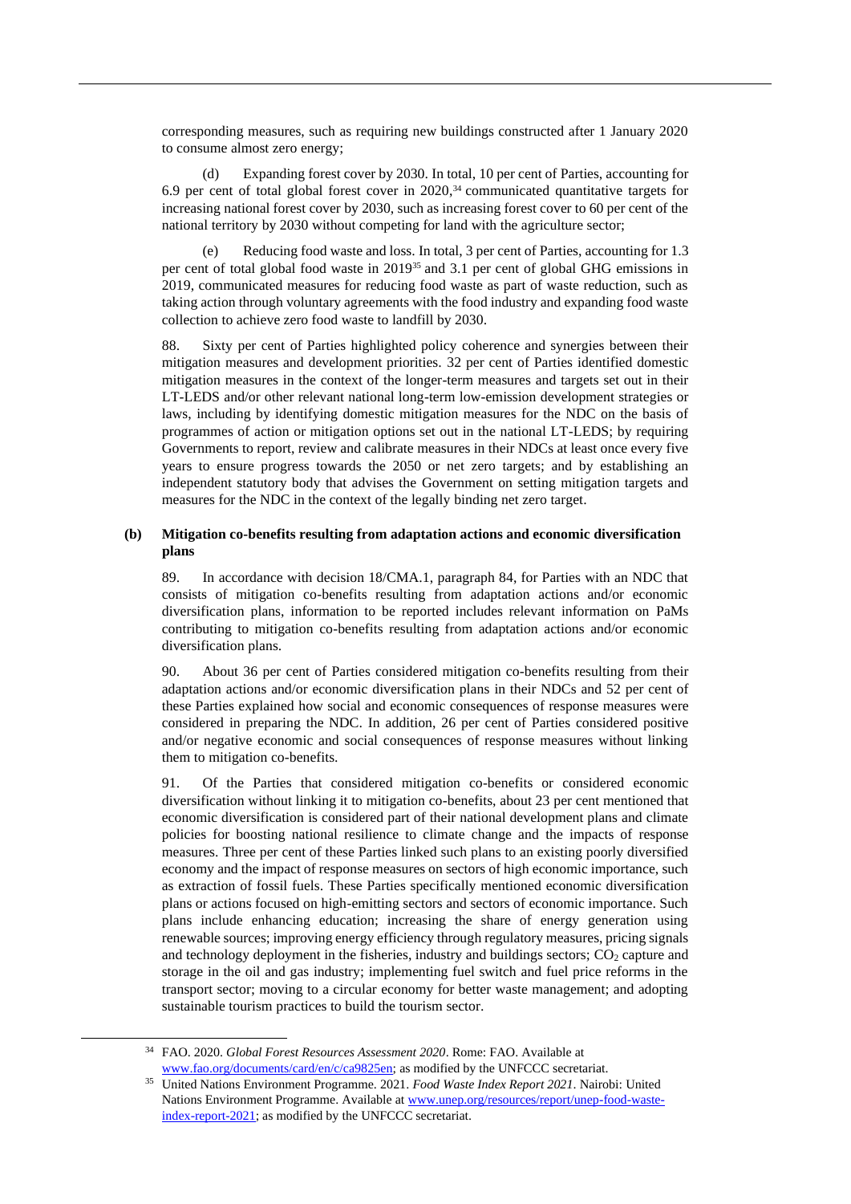corresponding measures, such as requiring new buildings constructed after 1 January 2020 to consume almost zero energy;

(d) Expanding forest cover by 2030. In total, 10 per cent of Parties, accounting for 6.9 per cent of total global forest cover in 2020,[34] communicated quantitative targets for increasing national forest cover by 2030, such as increasing forest cover to 60 per cent of the national territory by 2030 without competing for land with the agriculture sector;

(e) Reducing food waste and loss. In total, 3 per cent of Parties, accounting for 1.3 per cent of total global food waste in 2019[35] and 3.1 per cent of global GHG emissions in 2019, communicated measures for reducing food waste as part of waste reduction, such as taking action through voluntary agreements with the food industry and expanding food waste collection to achieve zero food waste to landfill by 2030.

88. Sixty per cent of Parties highlighted policy coherence and synergies between their mitigation measures and development priorities. 32 per cent of Parties identified domestic mitigation measures in the context of the longer-term measures and targets set out in their LT-LEDS and/or other relevant national long-term low-emission development strategies or laws, including by identifying domestic mitigation measures for the NDC on the basis of programmes of action or mitigation options set out in the national LT-LEDS; by requiring Governments to report, review and calibrate measures in their NDCs at least once every five years to ensure progress towards the 2050 or net zero targets; and by establishing an independent statutory body that advises the Government on setting mitigation targets and measures for the NDC in the context of the legally binding net zero target.

### (b) Mitigation co-benefits resulting from adaptation actions and economic diversification plans

89. In accordance with decision 18/CMA.1, paragraph 84, for Parties with an NDC that consists of mitigation co-benefits resulting from adaptation actions and/or economic diversification plans, information to be reported includes relevant information on PaMs contributing to mitigation co-benefits resulting from adaptation actions and/or economic diversification plans.

90. About 36 per cent of Parties considered mitigation co-benefits resulting from their adaptation actions and/or economic diversification plans in their NDCs and 52 per cent of these Parties explained how social and economic consequences of response measures were considered in preparing the NDC. In addition, 26 per cent of Parties considered positive and/or negative economic and social consequences of response measures without linking them to mitigation co-benefits.

91. Of the Parties that considered mitigation co-benefits or considered economic diversification without linking it to mitigation co-benefits, about 23 per cent mentioned that economic diversification is considered part of their national development plans and climate policies for boosting national resilience to climate change and the impacts of response measures. Three per cent of these Parties linked such plans to an existing poorly diversified economy and the impact of response measures on sectors of high economic importance, such as extraction of fossil fuels. These Parties specifically mentioned economic diversification plans or actions focused on high-emitting sectors and sectors of economic importance. Such plans include enhancing education; increasing the share of energy generation using renewable sources; improving energy efficiency through regulatory measures, pricing signals and technology deployment in the fisheries, industry and buildings sectors; $CO_2$ capture and storage in the oil and gas industry; implementing fuel switch and fuel price reforms in the transport sector; moving to a circular economy for better waste management; and adopting sustainable tourism practices to build the tourism sector.

---

[34] FAO. 2020. *Global Forest Resources Assessment 2020*. Rome: FAO. Available at www.fao.org/documents/card/en/c/ca9825en; as modified by the UNFCCC secretariat.

[35] United Nations Environment Programme. 2021. *Food Waste Index Report 2021*. Nairobi: United Nations Environment Programme. Available at www.unep.org/resources/report/unep-food-waste-index-report-2021; as modified by the UNFCCC secretariat.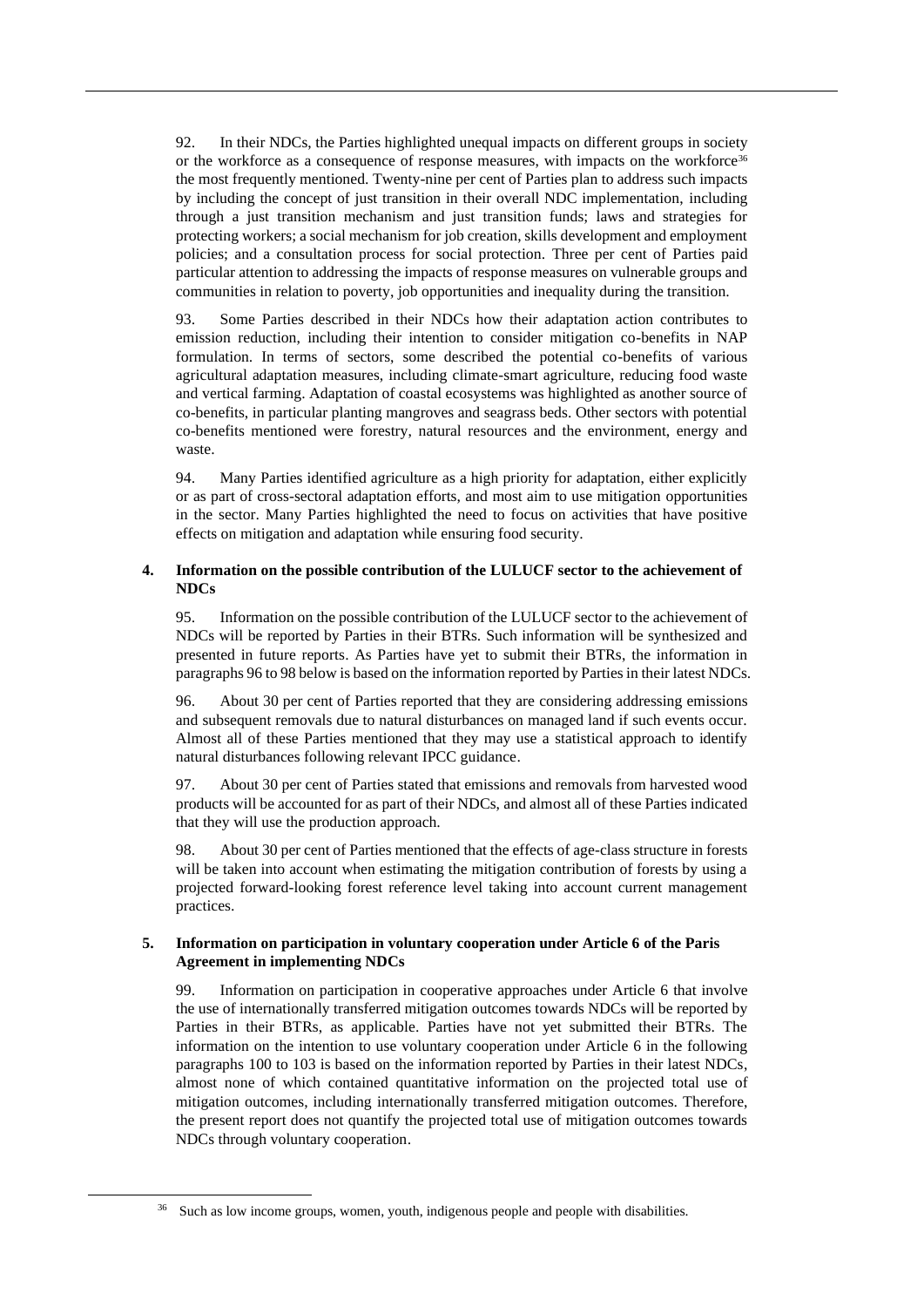92. In their NDCs, the Parties highlighted unequal impacts on different groups in society or the workforce as a consequence of response measures, with impacts on the workforce[36] the most frequently mentioned. Twenty-nine per cent of Parties plan to address such impacts by including the concept of just transition in their overall NDC implementation, including through a just transition mechanism and just transition funds; laws and strategies for protecting workers; a social mechanism for job creation, skills development and employment policies; and a consultation process for social protection. Three per cent of Parties paid particular attention to addressing the impacts of response measures on vulnerable groups and communities in relation to poverty, job opportunities and inequality during the transition.

93. Some Parties described in their NDCs how their adaptation action contributes to emission reduction, including their intention to consider mitigation co-benefits in NAP formulation. In terms of sectors, some described the potential co-benefits of various agricultural adaptation measures, including climate-smart agriculture, reducing food waste and vertical farming. Adaptation of coastal ecosystems was highlighted as another source of co-benefits, in particular planting mangroves and seagrass beds. Other sectors with potential co-benefits mentioned were forestry, natural resources and the environment, energy and waste.

94. Many Parties identified agriculture as a high priority for adaptation, either explicitly or as part of cross-sectoral adaptation efforts, and most aim to use mitigation opportunities in the sector. Many Parties highlighted the need to focus on activities that have positive effects on mitigation and adaptation while ensuring food security.

### 4. Information on the possible contribution of the LULUCF sector to the achievement of NDCs

95. Information on the possible contribution of the LULUCF sector to the achievement of NDCs will be reported by Parties in their BTRs. Such information will be synthesized and presented in future reports. As Parties have yet to submit their BTRs, the information in paragraphs 96 to 98 below is based on the information reported by Parties in their latest NDCs.

96. About 30 per cent of Parties reported that they are considering addressing emissions and subsequent removals due to natural disturbances on managed land if such events occur. Almost all of these Parties mentioned that they may use a statistical approach to identify natural disturbances following relevant IPCC guidance.

97. About 30 per cent of Parties stated that emissions and removals from harvested wood products will be accounted for as part of their NDCs, and almost all of these Parties indicated that they will use the production approach.

98. About 30 per cent of Parties mentioned that the effects of age-class structure in forests will be taken into account when estimating the mitigation contribution of forests by using a projected forward-looking forest reference level taking into account current management practices.

### 5. Information on participation in voluntary cooperation under Article 6 of the Paris Agreement in implementing NDCs

99. Information on participation in cooperative approaches under Article 6 that involve the use of internationally transferred mitigation outcomes towards NDCs will be reported by Parties in their BTRs, as applicable. Parties have not yet submitted their BTRs. The information on the intention to use voluntary cooperation under Article 6 in the following paragraphs 100 to 103 is based on the information reported by Parties in their latest NDCs, almost none of which contained quantitative information on the projected total use of mitigation outcomes, including internationally transferred mitigation outcomes. Therefore, the present report does not quantify the projected total use of mitigation outcomes towards NDCs through voluntary cooperation.

---

[36] Such as low income groups, women, youth, indigenous people and people with disabilities.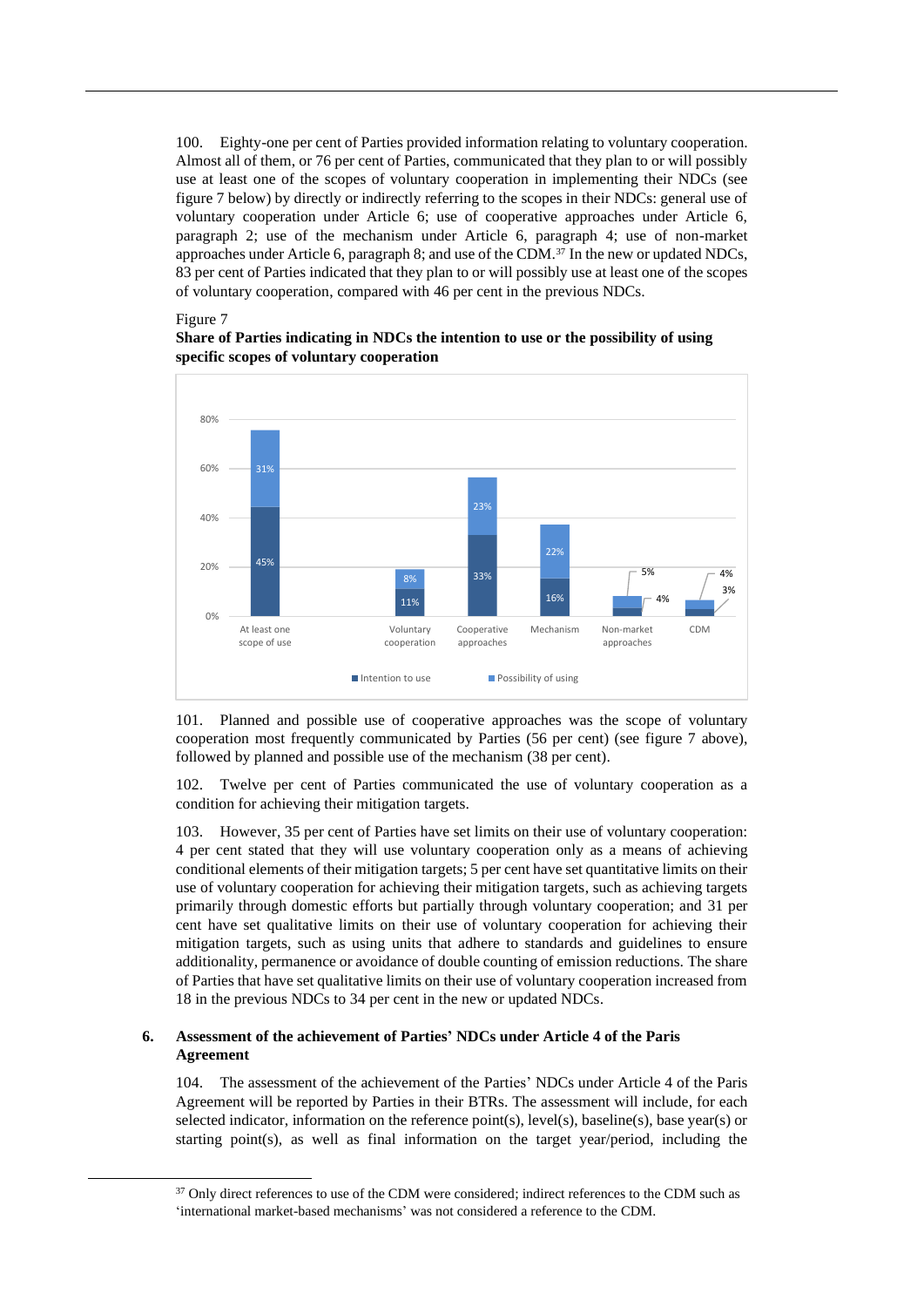100. Eighty-one per cent of Parties provided information relating to voluntary cooperation. Almost all of them, or 76 per cent of Parties, communicated that they plan to or will possibly use at least one of the scopes of voluntary cooperation in implementing their NDCs (see figure 7 below) by directly or indirectly referring to the scopes in their NDCs: general use of voluntary cooperation under Article 6; use of cooperative approaches under Article 6, paragraph 2; use of the mechanism under Article 6, paragraph 4; use of non-market approaches under Article 6, paragraph 8; and use of the CDM.[37] In the new or updated NDCs, 83 per cent of Parties indicated that they plan to or will possibly use at least one of the scopes of voluntary cooperation, compared with 46 per cent in the previous NDCs.

Figure 7

**Share of Parties indicating in NDCs the intention to use or the possibility of using specific scopes of voluntary cooperation**

| | Intention to use | Possibility of using |
|---|---|---|
| At least one scope of use | 45% | 31% |
| Voluntary cooperation | 11% | 8% |
| Cooperative approaches | 33% | 23% |
| Mechanism | 16% | 22% |
| Non-market approaches | 4% | 5% |
| CDM | 3% | 4% |

101. Planned and possible use of cooperative approaches was the scope of voluntary cooperation most frequently communicated by Parties (56 per cent) (see figure 7 above), followed by planned and possible use of the mechanism (38 per cent).

102. Twelve per cent of Parties communicated the use of voluntary cooperation as a condition for achieving their mitigation targets.

103. However, 35 per cent of Parties have set limits on their use of voluntary cooperation: 4 per cent stated that they will use voluntary cooperation only as a means of achieving conditional elements of their mitigation targets; 5 per cent have set quantitative limits on their use of voluntary cooperation for achieving their mitigation targets, such as achieving targets primarily through domestic efforts but partially through voluntary cooperation; and 31 per cent have set qualitative limits on their use of voluntary cooperation for achieving their mitigation targets, such as using units that adhere to standards and guidelines to ensure additionality, permanence or avoidance of double counting of emission reductions. The share of Parties that have set qualitative limits on their use of voluntary cooperation increased from 18 in the previous NDCs to 34 per cent in the new or updated NDCs.

### 6. Assessment of the achievement of Parties' NDCs under Article 4 of the Paris Agreement

104. The assessment of the achievement of the Parties' NDCs under Article 4 of the Paris Agreement will be reported by Parties in their BTRs. The assessment will include, for each selected indicator, information on the reference point(s), level(s), baseline(s), base year(s) or starting point(s), as well as final information on the target year/period, including the

[37] Only direct references to use of the CDM were considered; indirect references to the CDM such as 'international market-based mechanisms' was not considered a reference to the CDM.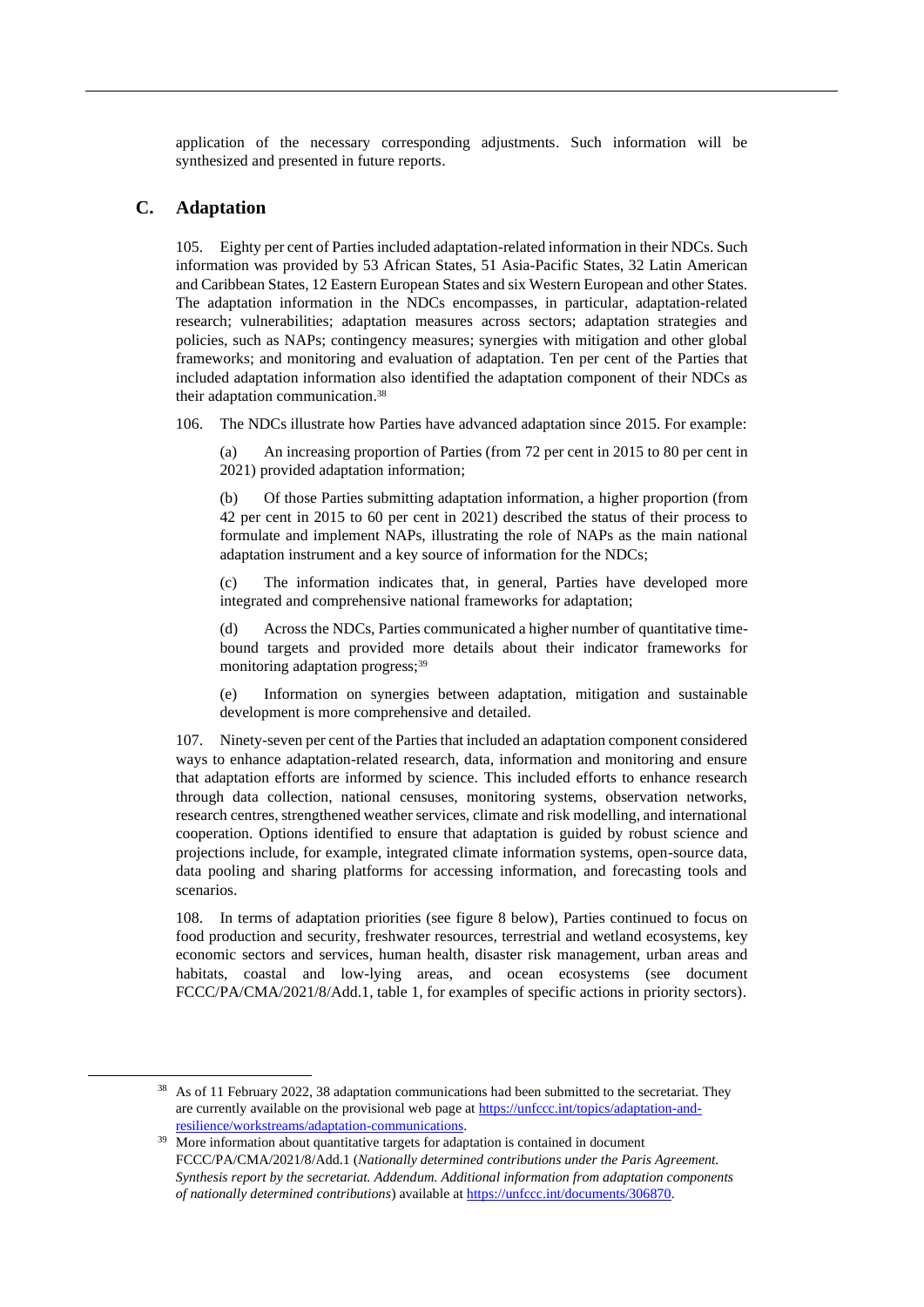application of the necessary corresponding adjustments. Such information will be synthesized and presented in future reports.

## C. Adaptation

105. Eighty per cent of Parties included adaptation-related information in their NDCs. Such information was provided by 53 African States, 51 Asia-Pacific States, 32 Latin American and Caribbean States, 12 Eastern European States and six Western European and other States. The adaptation information in the NDCs encompasses, in particular, adaptation-related research; vulnerabilities; adaptation measures across sectors; adaptation strategies and policies, such as NAPs; contingency measures; synergies with mitigation and other global frameworks; and monitoring and evaluation of adaptation. Ten per cent of the Parties that included adaptation information also identified the adaptation component of their NDCs as their adaptation communication.[38]

106. The NDCs illustrate how Parties have advanced adaptation since 2015. For example:

(a) An increasing proportion of Parties (from 72 per cent in 2015 to 80 per cent in 2021) provided adaptation information;

(b) Of those Parties submitting adaptation information, a higher proportion (from 42 per cent in 2015 to 60 per cent in 2021) described the status of their process to formulate and implement NAPs, illustrating the role of NAPs as the main national adaptation instrument and a key source of information for the NDCs;

(c) The information indicates that, in general, Parties have developed more integrated and comprehensive national frameworks for adaptation;

(d) Across the NDCs, Parties communicated a higher number of quantitative time-bound targets and provided more details about their indicator frameworks for monitoring adaptation progress;[39]

(e) Information on synergies between adaptation, mitigation and sustainable development is more comprehensive and detailed.

107. Ninety-seven per cent of the Parties that included an adaptation component considered ways to enhance adaptation-related research, data, information and monitoring and ensure that adaptation efforts are informed by science. This included efforts to enhance research through data collection, national censuses, monitoring systems, observation networks, research centres, strengthened weather services, climate and risk modelling, and international cooperation. Options identified to ensure that adaptation is guided by robust science and projections include, for example, integrated climate information systems, open-source data, data pooling and sharing platforms for accessing information, and forecasting tools and scenarios.

108. In terms of adaptation priorities (see figure 8 below), Parties continued to focus on food production and security, freshwater resources, terrestrial and wetland ecosystems, key economic sectors and services, human health, disaster risk management, urban areas and habitats, coastal and low-lying areas, and ocean ecosystems (see document FCCC/PA/CMA/2021/8/Add.1, table 1, for examples of specific actions in priority sectors).

---

[38] As of 11 February 2022, 38 adaptation communications had been submitted to the secretariat. They are currently available on the provisional web page at https://unfccc.int/topics/adaptation-and-resilience/workstreams/adaptation-communications.

[39] More information about quantitative targets for adaptation is contained in document FCCC/PA/CMA/2021/8/Add.1 (*Nationally determined contributions under the Paris Agreement. Synthesis report by the secretariat. Addendum. Additional information from adaptation components of nationally determined contributions*) available at https://unfccc.int/documents/306870.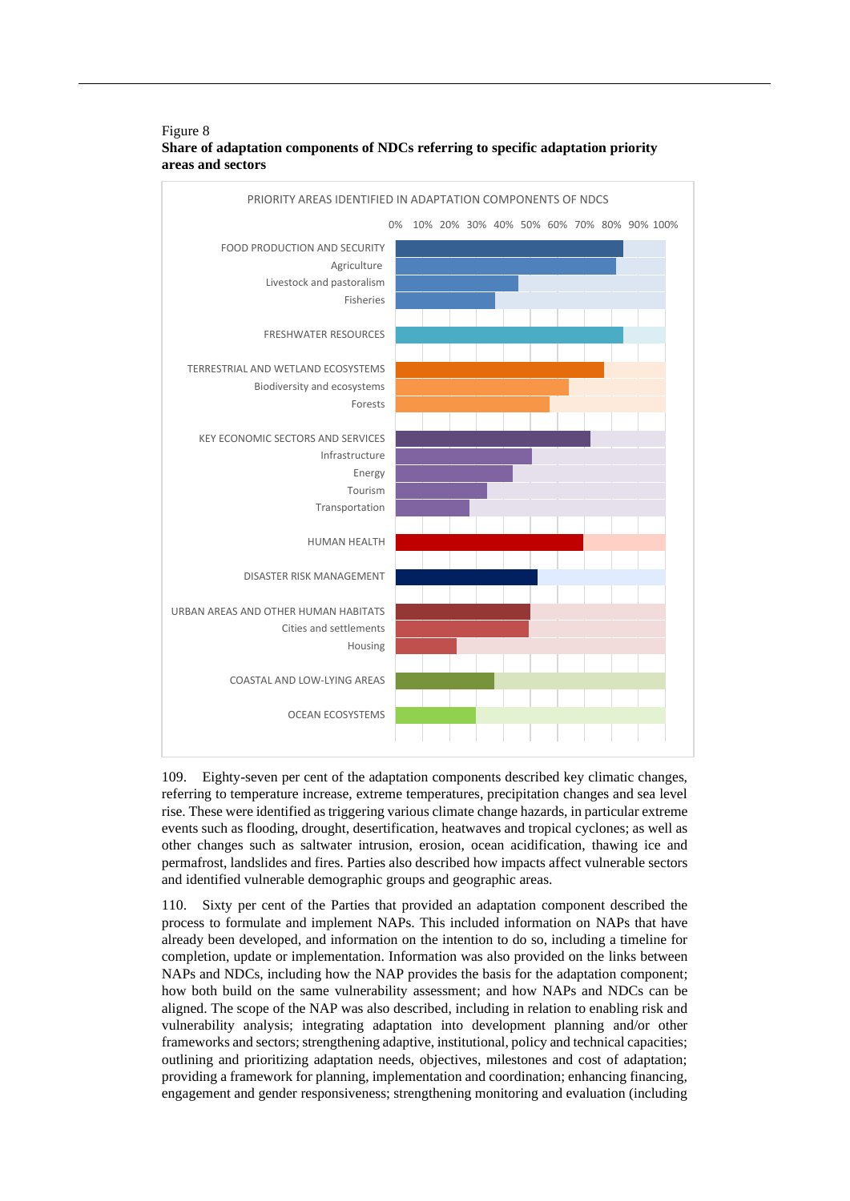Figure 8
**Share of adaptation components of NDCs referring to specific adaptation priority areas and sectors**

PRIORITY AREAS IDENTIFIED IN ADAPTATION COMPONENTS OF NDCS

0% 10% 20% 30% 40% 50% 60% 70% 80% 90% 100%

FOOD PRODUCTION AND SECURITY
Agriculture
Livestock and pastoralism
Fisheries

FRESHWATER RESOURCES

TERRESTRIAL AND WETLAND ECOSYSTEMS
Biodiversity and ecosystems
Forests

KEY ECONOMIC SECTORS AND SERVICES
Infrastructure
Energy
Tourism
Transportation

HUMAN HEALTH

DISASTER RISK MANAGEMENT

URBAN AREAS AND OTHER HUMAN HABITATS
Cities and settlements
Housing

COASTAL AND LOW-LYING AREAS

OCEAN ECOSYSTEMS

109. Eighty-seven per cent of the adaptation components described key climatic changes, referring to temperature increase, extreme temperatures, precipitation changes and sea level rise. These were identified as triggering various climate change hazards, in particular extreme events such as flooding, drought, desertification, heatwaves and tropical cyclones; as well as other changes such as saltwater intrusion, erosion, ocean acidification, thawing ice and permafrost, landslides and fires. Parties also described how impacts affect vulnerable sectors and identified vulnerable demographic groups and geographic areas.

110. Sixty per cent of the Parties that provided an adaptation component described the process to formulate and implement NAPs. This included information on NAPs that have already been developed, and information on the intention to do so, including a timeline for completion, update or implementation. Information was also provided on the links between NAPs and NDCs, including how the NAP provides the basis for the adaptation component; how both build on the same vulnerability assessment; and how NAPs and NDCs can be aligned. The scope of the NAP was also described, including in relation to enabling risk and vulnerability analysis; integrating adaptation into development planning and/or other frameworks and sectors; strengthening adaptive, institutional, policy and technical capacities; outlining and prioritizing adaptation needs, objectives, milestones and cost of adaptation; providing a framework for planning, implementation and coordination; enhancing financing, engagement and gender responsiveness; strengthening monitoring and evaluation (including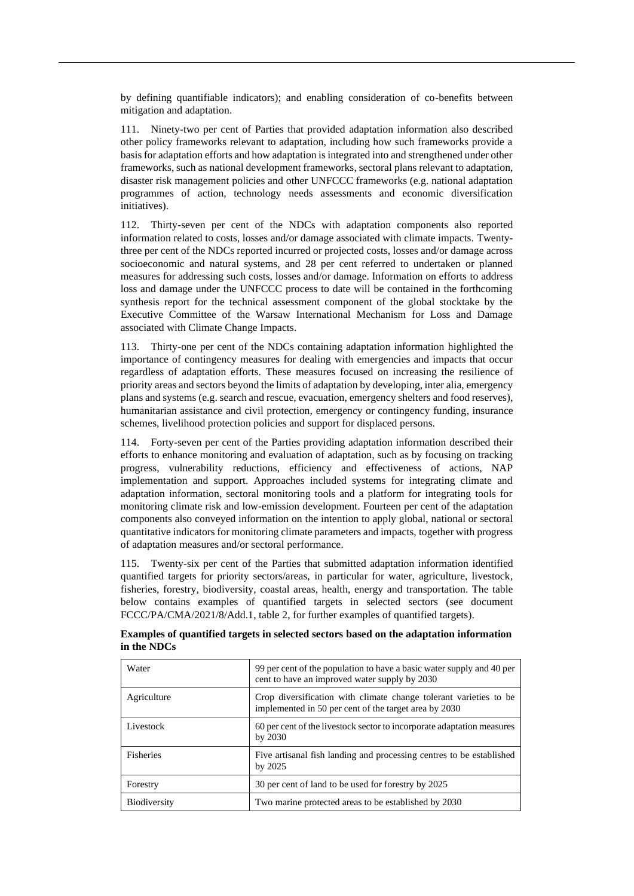by defining quantifiable indicators); and enabling consideration of co-benefits between mitigation and adaptation.

111. Ninety-two per cent of Parties that provided adaptation information also described other policy frameworks relevant to adaptation, including how such frameworks provide a basis for adaptation efforts and how adaptation is integrated into and strengthened under other frameworks, such as national development frameworks, sectoral plans relevant to adaptation, disaster risk management policies and other UNFCCC frameworks (e.g. national adaptation programmes of action, technology needs assessments and economic diversification initiatives).

112. Thirty-seven per cent of the NDCs with adaptation components also reported information related to costs, losses and/or damage associated with climate impacts. Twenty-three per cent of the NDCs reported incurred or projected costs, losses and/or damage across socioeconomic and natural systems, and 28 per cent referred to undertaken or planned measures for addressing such costs, losses and/or damage. Information on efforts to address loss and damage under the UNFCCC process to date will be contained in the forthcoming synthesis report for the technical assessment component of the global stocktake by the Executive Committee of the Warsaw International Mechanism for Loss and Damage associated with Climate Change Impacts.

113. Thirty-one per cent of the NDCs containing adaptation information highlighted the importance of contingency measures for dealing with emergencies and impacts that occur regardless of adaptation efforts. These measures focused on increasing the resilience of priority areas and sectors beyond the limits of adaptation by developing, inter alia, emergency plans and systems (e.g. search and rescue, evacuation, emergency shelters and food reserves), humanitarian assistance and civil protection, emergency or contingency funding, insurance schemes, livelihood protection policies and support for displaced persons.

114. Forty-seven per cent of the Parties providing adaptation information described their efforts to enhance monitoring and evaluation of adaptation, such as by focusing on tracking progress, vulnerability reductions, efficiency and effectiveness of actions, NAP implementation and support. Approaches included systems for integrating climate and adaptation information, sectoral monitoring tools and a platform for integrating tools for monitoring climate risk and low-emission development. Fourteen per cent of the adaptation components also conveyed information on the intention to apply global, national or sectoral quantitative indicators for monitoring climate parameters and impacts, together with progress of adaptation measures and/or sectoral performance.

115. Twenty-six per cent of the Parties that submitted adaptation information identified quantified targets for priority sectors/areas, in particular for water, agriculture, livestock, fisheries, forestry, biodiversity, coastal areas, health, energy and transportation. The table below contains examples of quantified targets in selected sectors (see document FCCC/PA/CMA/2021/8/Add.1, table 2, for further examples of quantified targets).

**Examples of quantified targets in selected sectors based on the adaptation information in the NDCs**

| | |
|---|---|
| Water | 99 per cent of the population to have a basic water supply and 40 per cent to have an improved water supply by 2030 |
| Agriculture | Crop diversification with climate change tolerant varieties to be implemented in 50 per cent of the target area by 2030 |
| Livestock | 60 per cent of the livestock sector to incorporate adaptation measures by 2030 |
| Fisheries | Five artisanal fish landing and processing centres to be established by 2025 |
| Forestry | 30 per cent of land to be used for forestry by 2025 |
| Biodiversity | Two marine protected areas to be established by 2030 |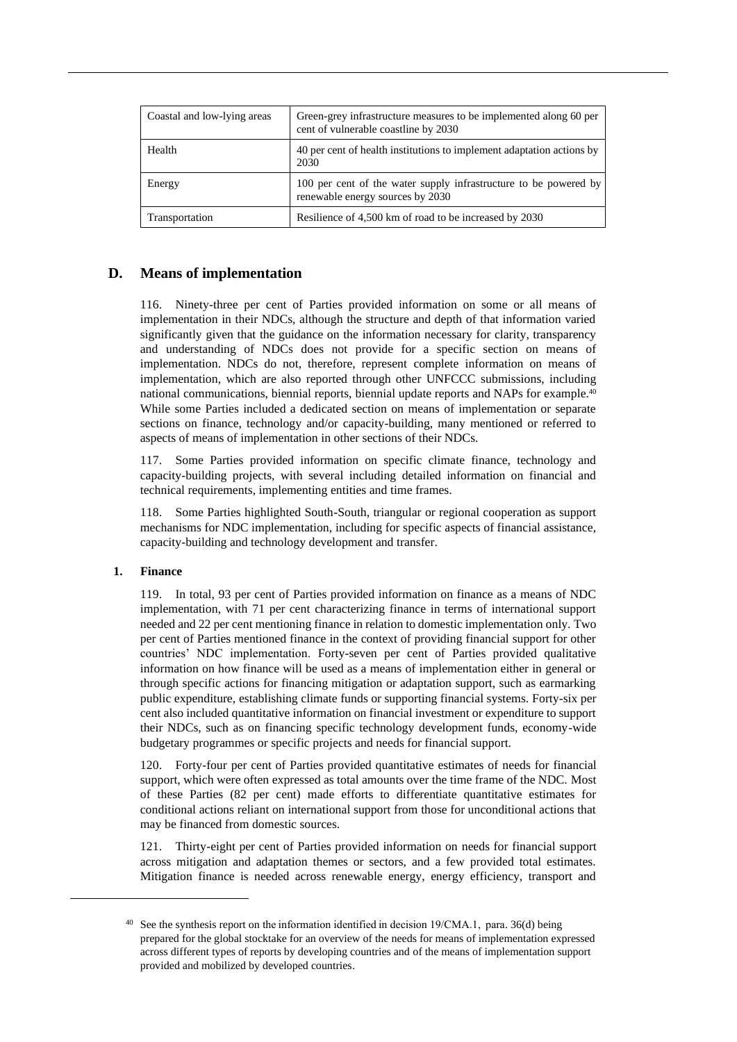| Coastal and low-lying areas | Green-grey infrastructure measures to be implemented along 60 per cent of vulnerable coastline by 2030 |
| --- | --- |
| Health | 40 per cent of health institutions to implement adaptation actions by 2030 |
| Energy | 100 per cent of the water supply infrastructure to be powered by renewable energy sources by 2030 |
| Transportation | Resilience of 4,500 km of road to be increased by 2030 |

## D. Means of implementation

116. Ninety-three per cent of Parties provided information on some or all means of implementation in their NDCs, although the structure and depth of that information varied significantly given that the guidance on the information necessary for clarity, transparency and understanding of NDCs does not provide for a specific section on means of implementation. NDCs do not, therefore, represent complete information on means of implementation, which are also reported through other UNFCCC submissions, including national communications, biennial reports, biennial update reports and NAPs for example.[40] While some Parties included a dedicated section on means of implementation or separate sections on finance, technology and/or capacity-building, many mentioned or referred to aspects of means of implementation in other sections of their NDCs.

117. Some Parties provided information on specific climate finance, technology and capacity-building projects, with several including detailed information on financial and technical requirements, implementing entities and time frames.

118. Some Parties highlighted South-South, triangular or regional cooperation as support mechanisms for NDC implementation, including for specific aspects of financial assistance, capacity-building and technology development and transfer.

### 1. Finance

119. In total, 93 per cent of Parties provided information on finance as a means of NDC implementation, with 71 per cent characterizing finance in terms of international support needed and 22 per cent mentioning finance in relation to domestic implementation only. Two per cent of Parties mentioned finance in the context of providing financial support for other countries' NDC implementation. Forty-seven per cent of Parties provided qualitative information on how finance will be used as a means of implementation either in general or through specific actions for financing mitigation or adaptation support, such as earmarking public expenditure, establishing climate funds or supporting financial systems. Forty-six per cent also included quantitative information on financial investment or expenditure to support their NDCs, such as on financing specific technology development funds, economy-wide budgetary programmes or specific projects and needs for financial support.

120. Forty-four per cent of Parties provided quantitative estimates of needs for financial support, which were often expressed as total amounts over the time frame of the NDC. Most of these Parties (82 per cent) made efforts to differentiate quantitative estimates for conditional actions reliant on international support from those for unconditional actions that may be financed from domestic sources.

121. Thirty-eight per cent of Parties provided information on needs for financial support across mitigation and adaptation themes or sectors, and a few provided total estimates. Mitigation finance is needed across renewable energy, energy efficiency, transport and

[40] See the synthesis report on the information identified in decision 19/CMA.1, para. 36(d) being prepared for the global stocktake for an overview of the needs for means of implementation expressed across different types of reports by developing countries and of the means of implementation support provided and mobilized by developed countries.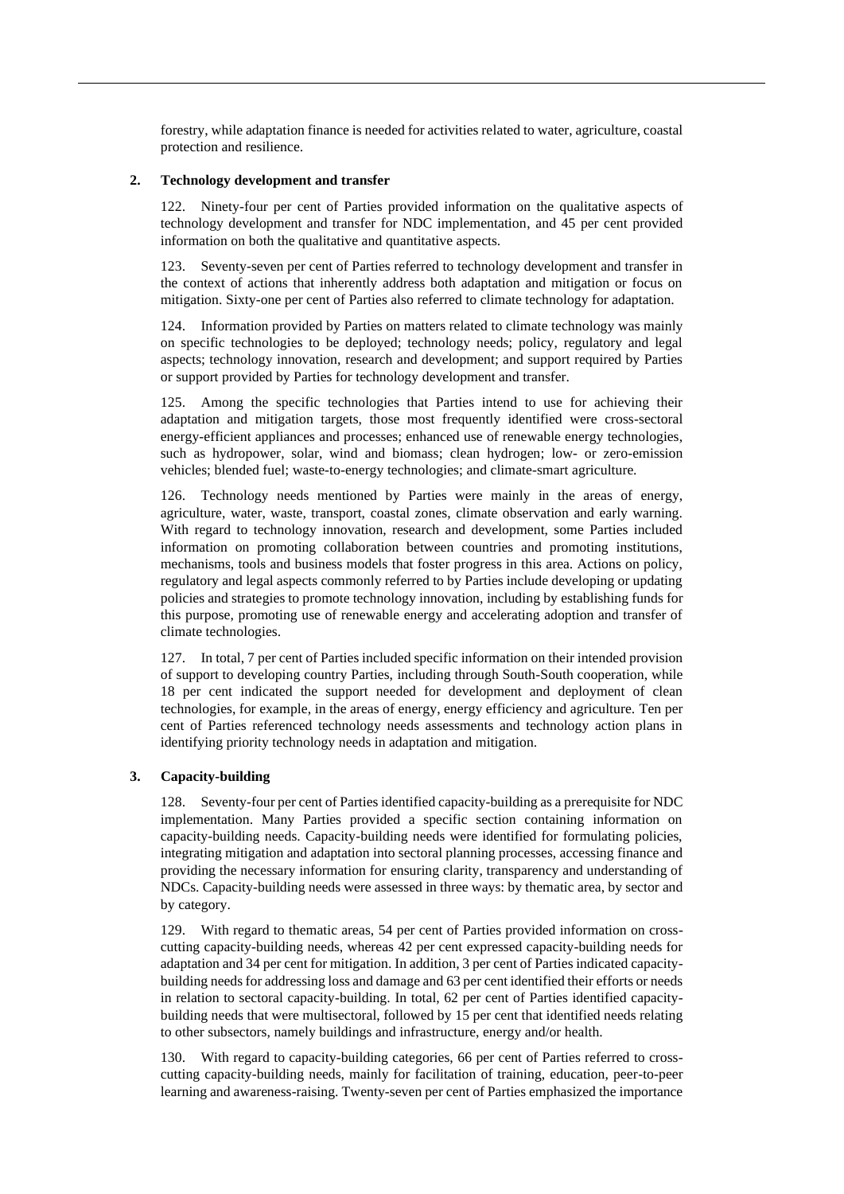forestry, while adaptation finance is needed for activities related to water, agriculture, coastal protection and resilience.

### 2. Technology development and transfer

122. Ninety-four per cent of Parties provided information on the qualitative aspects of technology development and transfer for NDC implementation, and 45 per cent provided information on both the qualitative and quantitative aspects.

123. Seventy-seven per cent of Parties referred to technology development and transfer in the context of actions that inherently address both adaptation and mitigation or focus on mitigation. Sixty-one per cent of Parties also referred to climate technology for adaptation.

124. Information provided by Parties on matters related to climate technology was mainly on specific technologies to be deployed; technology needs; policy, regulatory and legal aspects; technology innovation, research and development; and support required by Parties or support provided by Parties for technology development and transfer.

125. Among the specific technologies that Parties intend to use for achieving their adaptation and mitigation targets, those most frequently identified were cross-sectoral energy-efficient appliances and processes; enhanced use of renewable energy technologies, such as hydropower, solar, wind and biomass; clean hydrogen; low- or zero-emission vehicles; blended fuel; waste-to-energy technologies; and climate-smart agriculture.

126. Technology needs mentioned by Parties were mainly in the areas of energy, agriculture, water, waste, transport, coastal zones, climate observation and early warning. With regard to technology innovation, research and development, some Parties included information on promoting collaboration between countries and promoting institutions, mechanisms, tools and business models that foster progress in this area. Actions on policy, regulatory and legal aspects commonly referred to by Parties include developing or updating policies and strategies to promote technology innovation, including by establishing funds for this purpose, promoting use of renewable energy and accelerating adoption and transfer of climate technologies.

127. In total, 7 per cent of Parties included specific information on their intended provision of support to developing country Parties, including through South-South cooperation, while 18 per cent indicated the support needed for development and deployment of clean technologies, for example, in the areas of energy, energy efficiency and agriculture. Ten per cent of Parties referenced technology needs assessments and technology action plans in identifying priority technology needs in adaptation and mitigation.

### 3. Capacity-building

128. Seventy-four per cent of Parties identified capacity-building as a prerequisite for NDC implementation. Many Parties provided a specific section containing information on capacity-building needs. Capacity-building needs were identified for formulating policies, integrating mitigation and adaptation into sectoral planning processes, accessing finance and providing the necessary information for ensuring clarity, transparency and understanding of NDCs. Capacity-building needs were assessed in three ways: by thematic area, by sector and by category.

129. With regard to thematic areas, 54 per cent of Parties provided information on cross-cutting capacity-building needs, whereas 42 per cent expressed capacity-building needs for adaptation and 34 per cent for mitigation. In addition, 3 per cent of Parties indicated capacity-building needs for addressing loss and damage and 63 per cent identified their efforts or needs in relation to sectoral capacity-building. In total, 62 per cent of Parties identified capacity-building needs that were multisectoral, followed by 15 per cent that identified needs relating to other subsectors, namely buildings and infrastructure, energy and/or health.

130. With regard to capacity-building categories, 66 per cent of Parties referred to cross-cutting capacity-building needs, mainly for facilitation of training, education, peer-to-peer learning and awareness-raising. Twenty-seven per cent of Parties emphasized the importance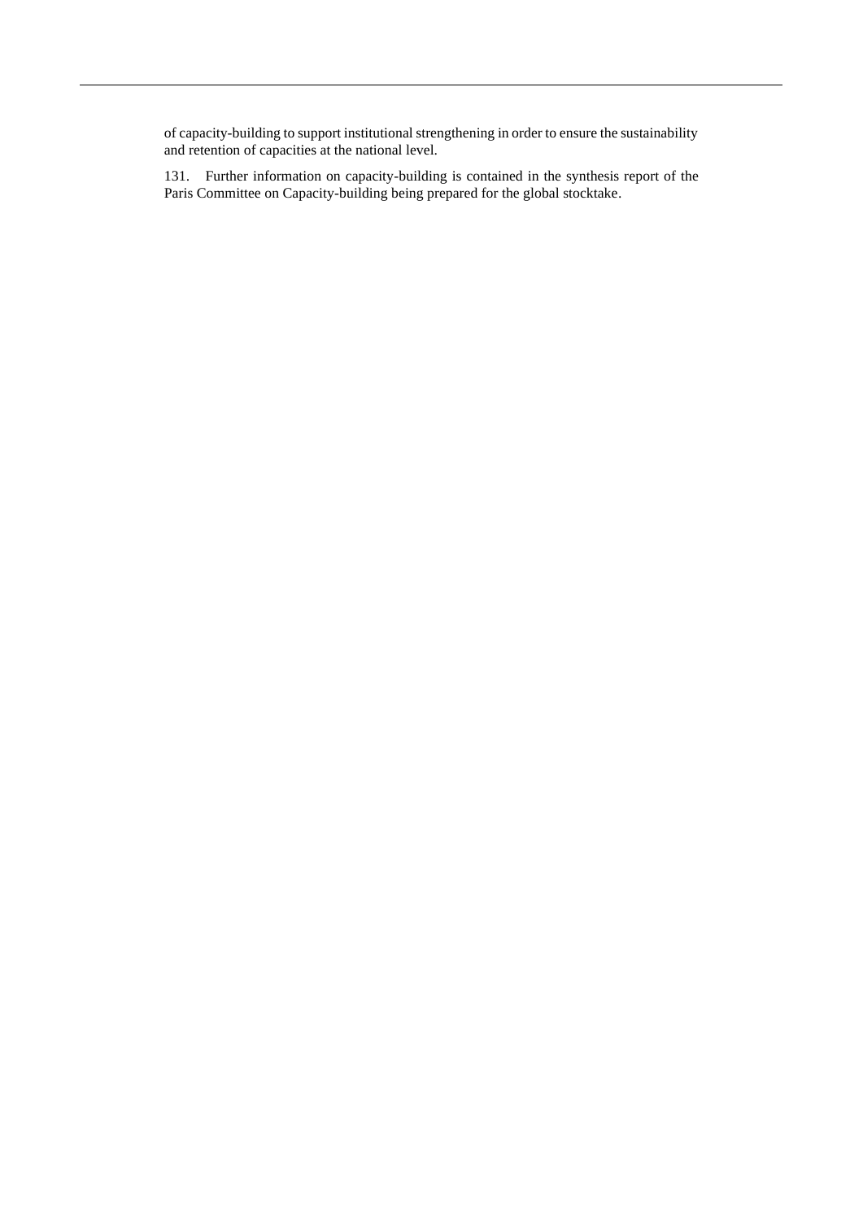of capacity-building to support institutional strengthening in order to ensure the sustainability and retention of capacities at the national level.

131. Further information on capacity-building is contained in the synthesis report of the Paris Committee on Capacity-building being prepared for the global stocktake.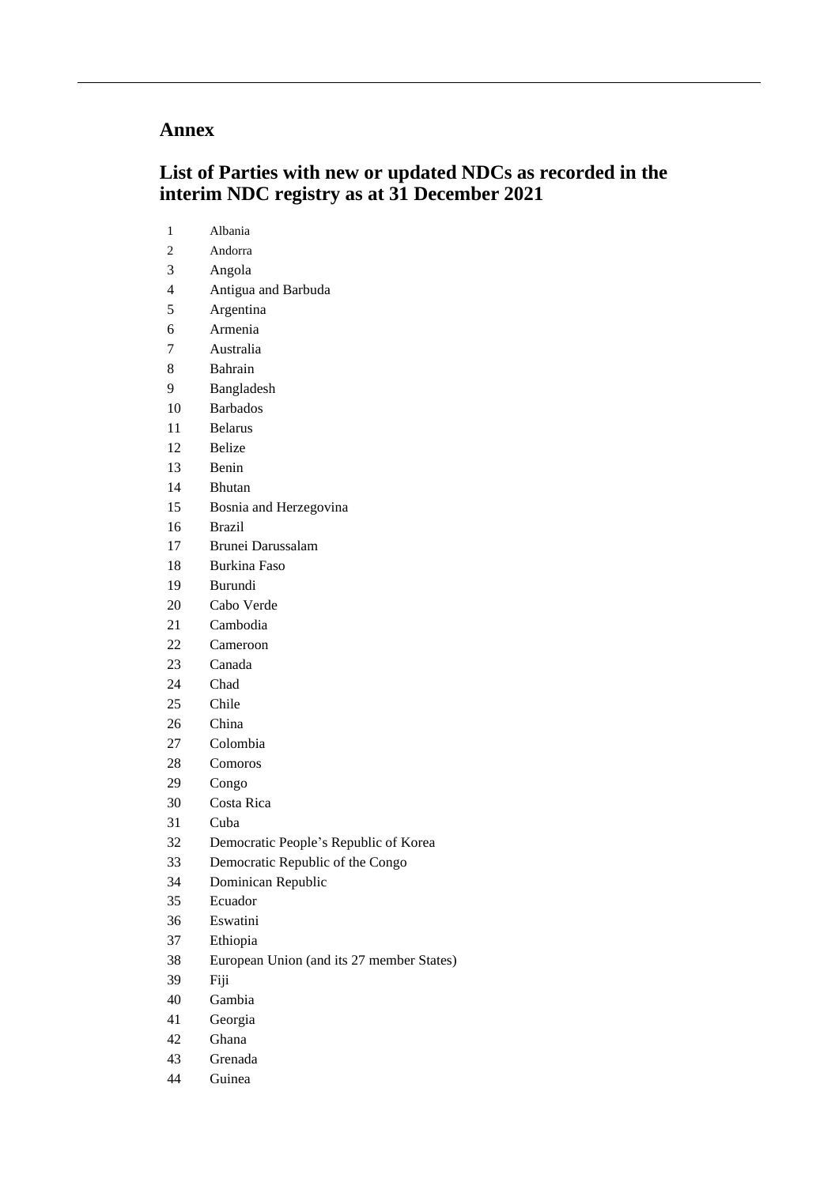# Annex

## List of Parties with new or updated NDCs as recorded in the interim NDC registry as at 31 December 2021

1 Albania
2 Andorra
3 Angola
4 Antigua and Barbuda
5 Argentina
6 Armenia
7 Australia
8 Bahrain
9 Bangladesh
10 Barbados
11 Belarus
12 Belize
13 Benin
14 Bhutan
15 Bosnia and Herzegovina
16 Brazil
17 Brunei Darussalam
18 Burkina Faso
19 Burundi
20 Cabo Verde
21 Cambodia
22 Cameroon
23 Canada
24 Chad
25 Chile
26 China
27 Colombia
28 Comoros
29 Congo
30 Costa Rica
31 Cuba
32 Democratic People's Republic of Korea
33 Democratic Republic of the Congo
34 Dominican Republic
35 Ecuador
36 Eswatini
37 Ethiopia
38 European Union (and its 27 member States)
39 Fiji
40 Gambia
41 Georgia
42 Ghana
43 Grenada
44 Guinea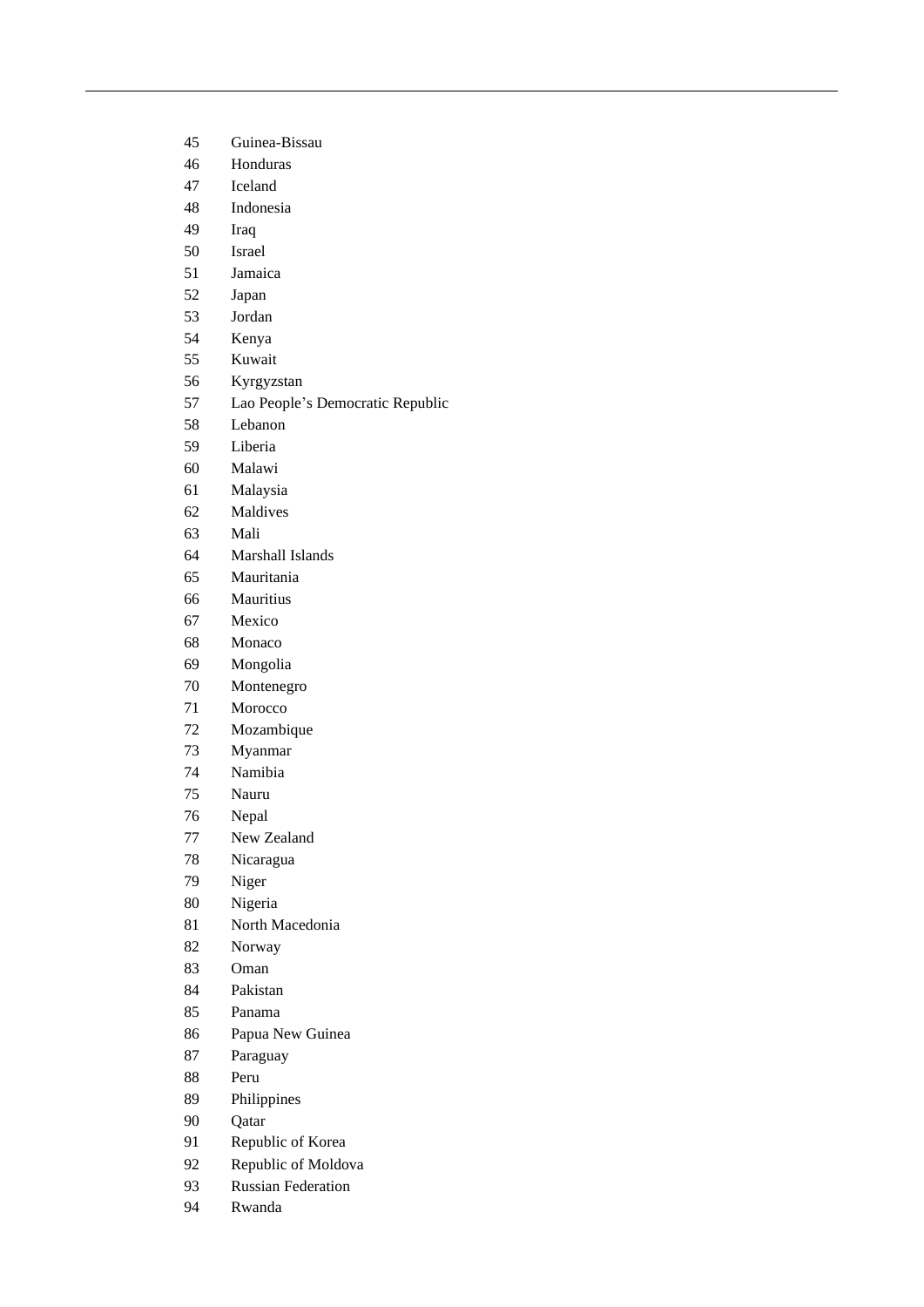45 Guinea-Bissau
46 Honduras
47 Iceland
48 Indonesia
49 Iraq
50 Israel
51 Jamaica
52 Japan
53 Jordan
54 Kenya
55 Kuwait
56 Kyrgyzstan
57 Lao People’s Democratic Republic
58 Lebanon
59 Liberia
60 Malawi
61 Malaysia
62 Maldives
63 Mali
64 Marshall Islands
65 Mauritania
66 Mauritius
67 Mexico
68 Monaco
69 Mongolia
70 Montenegro
71 Morocco
72 Mozambique
73 Myanmar
74 Namibia
75 Nauru
76 Nepal
77 New Zealand
78 Nicaragua
79 Niger
80 Nigeria
81 North Macedonia
82 Norway
83 Oman
84 Pakistan
85 Panama
86 Papua New Guinea
87 Paraguay
88 Peru
89 Philippines
90 Qatar
91 Republic of Korea
92 Republic of Moldova
93 Russian Federation
94 Rwanda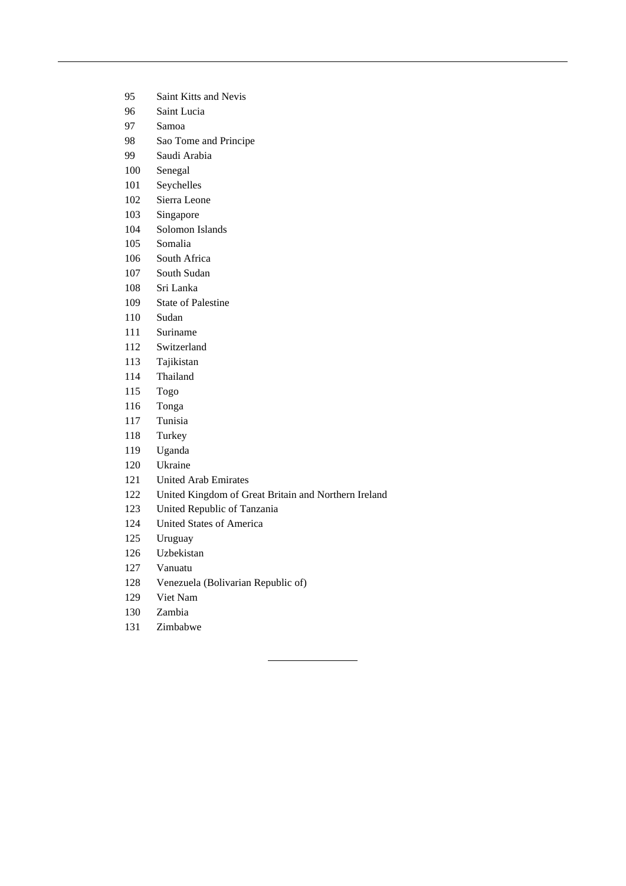95 Saint Kitts and Nevis
96 Saint Lucia
97 Samoa
98 Sao Tome and Principe
99 Saudi Arabia
100 Senegal
101 Seychelles
102 Sierra Leone
103 Singapore
104 Solomon Islands
105 Somalia
106 South Africa
107 South Sudan
108 Sri Lanka
109 State of Palestine
110 Sudan
111 Suriname
112 Switzerland
113 Tajikistan
114 Thailand
115 Togo
116 Tonga
117 Tunisia
118 Turkey
119 Uganda
120 Ukraine
121 United Arab Emirates
122 United Kingdom of Great Britain and Northern Ireland
123 United Republic of Tanzania
124 United States of America
125 Uruguay
126 Uzbekistan
127 Vanuatu
128 Venezuela (Bolivarian Republic of)
129 Viet Nam
130 Zambia
131 Zimbabwe